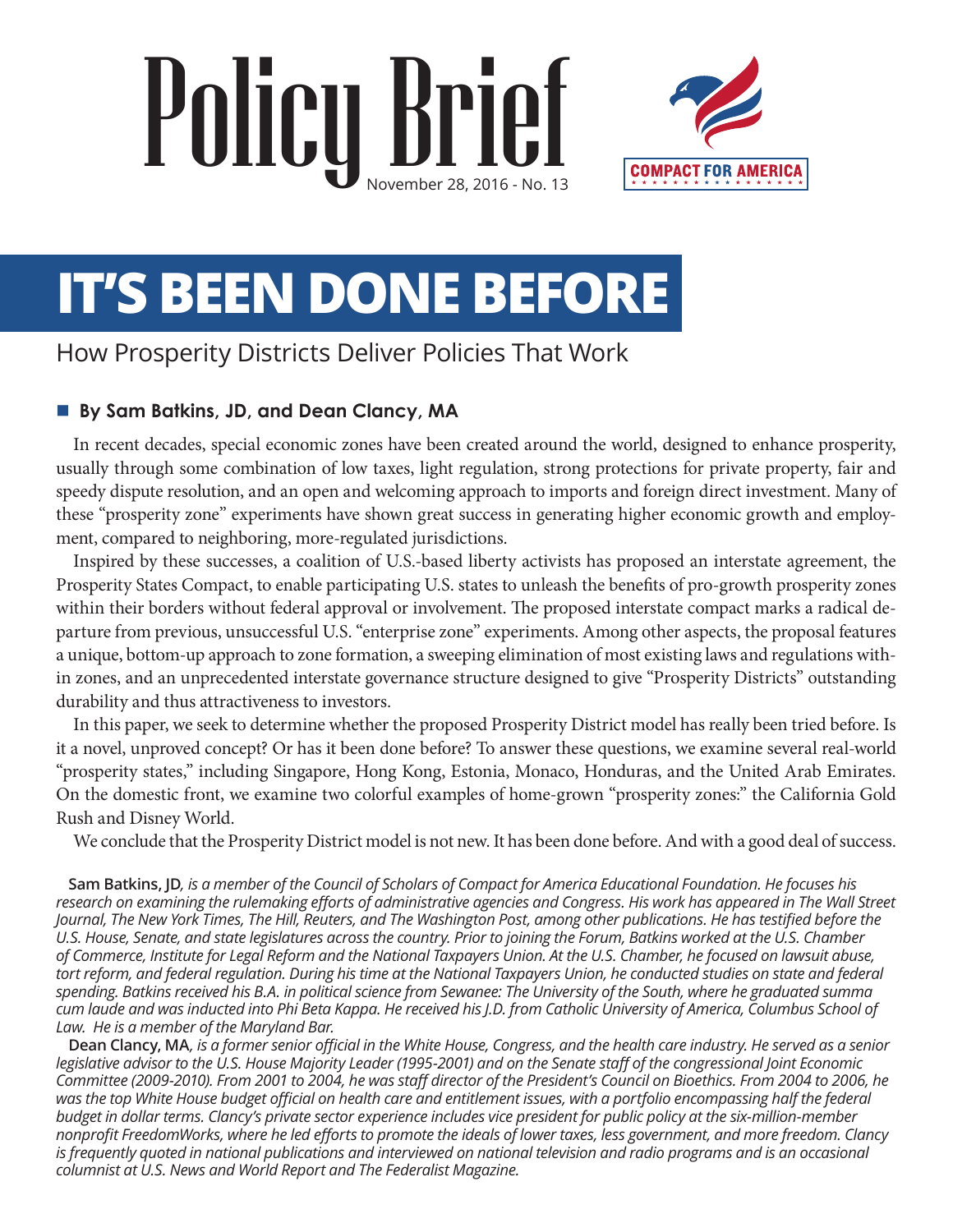# Policy Brief

November 28, 2016 - No. 13

COMPACT FOR AMERICA

# IT'S BEEN DONE BEFORE

## How Prosperity Districts Deliver Policies That Work

**By Sam Batkins, JD, and Dean Clancy, MA**

In recent decades, special economic zones have been created around the world, designed to enhance prosperity, usually through some combination of low taxes, light regulation, strong protections for private property, fair and speedy dispute resolution, and an open and welcoming approach to imports and foreign direct investment. Many of these "prosperity zone" experiments have shown great success in generating higher economic growth and employment, compared to neighboring, more-regulated jurisdictions.

Inspired by these successes, a coalition of U.S.-based liberty activists has proposed an interstate agreement, the Prosperity States Compact, to enable participating U.S. states to unleash the benefits of pro-growth prosperity zones within their borders without federal approval or involvement. The proposed interstate compact marks a radical departure from previous, unsuccessful U.S. "enterprise zone" experiments. Among other aspects, the proposal features a unique, bottom-up approach to zone formation, a sweeping elimination of most existing laws and regulations within zones, and an unprecedented interstate governance structure designed to give "Prosperity Districts" outstanding durability and thus attractiveness to investors.

In this paper, we seek to determine whether the proposed Prosperity District model has really been tried before. Is it a novel, unproved concept? Or has it been done before? To answer these questions, we examine several real-world "prosperity states," including Singapore, Hong Kong, Estonia, Monaco, Honduras, and the United Arab Emirates. On the domestic front, we examine two colorful examples of home-grown "prosperity zones:" the California Gold Rush and Disney World.

We conclude that the Prosperity District model is not new. It has been done before. And with a good deal of success.

**Sam Batkins, JD***, is a member of the Council of Scholars of Compact for America Educational Foundation. He focuses his research on examining the rulemaking efforts of administrative agencies and Congress. His work has appeared in The Wall Street Journal, The New York Times, The Hill, Reuters, and The Washington Post, among other publications. He has testified before the U.S. House, Senate, and state legislatures across the country. Prior to joining the Forum, Batkins worked at the U.S. Chamber of Commerce, Institute for Legal Reform and the National Taxpayers Union. At the U.S. Chamber, he focused on lawsuit abuse, tort reform, and federal regulation. During his time at the National Taxpayers Union, he conducted studies on state and federal spending. Batkins received his B.A. in political science from Sewanee: The University of the South, where he graduated summa cum laude and was inducted into Phi Beta Kappa. He received his J.D. from Catholic University of America, Columbus School of Law. He is a member of the Maryland Bar.*

**Dean Clancy, MA***, is a former senior official in the White House, Congress, and the health care industry. He served as a senior legislative advisor to the U.S. House Majority Leader (1995-2001) and on the Senate staff of the congressional Joint Economic Committee (2009-2010). From 2001 to 2004, he was staff director of the President's Council on Bioethics. From 2004 to 2006, he was the top White House budget official on health care and entitlement issues, with a portfolio encompassing half the federal budget in dollar terms. Clancy's private sector experience includes vice president for public policy at the six-million-member nonprofit FreedomWorks, where he led efforts to promote the ideals of lower taxes, less government, and more freedom. Clancy is frequently quoted in national publications and interviewed on national television and radio programs and is an occasional columnist at U.S. News and World Report and The Federalist Magazine.*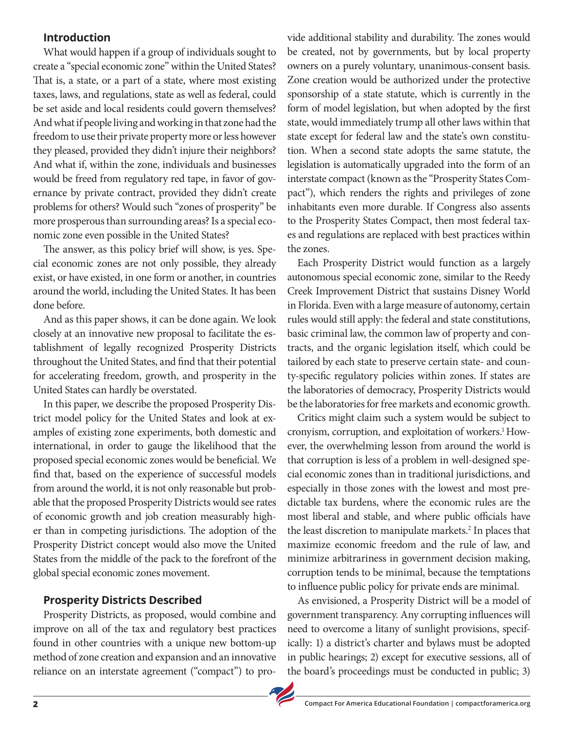## Introduction

What would happen if a group of individuals sought to create a "special economic zone" within the United States? That is, a state, or a part of a state, where most existing taxes, laws, and regulations, state as well as federal, could be set aside and local residents could govern themselves? And what if people living and working in that zone had the freedom to use their private property more or less however they pleased, provided they didn't injure their neighbors? And what if, within the zone, individuals and businesses would be freed from regulatory red tape, in favor of governance by private contract, provided they didn't create problems for others? Would such "zones of prosperity" be more prosperous than surrounding areas? Is a special economic zone even possible in the United States?

The answer, as this policy brief will show, is yes. Special economic zones are not only possible, they already exist, or have existed, in one form or another, in countries around the world, including the United States. It has been done before.

And as this paper shows, it can be done again. We look closely at an innovative new proposal to facilitate the establishment of legally recognized Prosperity Districts throughout the United States, and find that their potential for accelerating freedom, growth, and prosperity in the United States can hardly be overstated.

In this paper, we describe the proposed Prosperity District model policy for the United States and look at examples of existing zone experiments, both domestic and international, in order to gauge the likelihood that the proposed special economic zones would be beneficial. We find that, based on the experience of successful models from around the world, it is not only reasonable but probable that the proposed Prosperity Districts would see rates of economic growth and job creation measurably higher than in competing jurisdictions. The adoption of the Prosperity District concept would also move the United States from the middle of the pack to the forefront of the global special economic zones movement.

## Prosperity Districts Described

Prosperity Districts, as proposed, would combine and improve on all of the tax and regulatory best practices found in other countries with a unique new bottom-up method of zone creation and expansion and an innovative reliance on an interstate agreement ("compact") to provide additional stability and durability. The zones would be created, not by governments, but by local property owners on a purely voluntary, unanimous-consent basis. Zone creation would be authorized under the protective sponsorship of a state statute, which is currently in the form of model legislation, but when adopted by the first state, would immediately trump all other laws within that state except for federal law and the state's own constitution. When a second state adopts the same statute, the legislation is automatically upgraded into the form of an interstate compact (known as the "Prosperity States Compact"), which renders the rights and privileges of zone inhabitants even more durable. If Congress also assents to the Prosperity States Compact, then most federal taxes and regulations are replaced with best practices within the zones.

Each Prosperity District would function as a largely autonomous special economic zone, similar to the Reedy Creek Improvement District that sustains Disney World in Florida. Even with a large measure of autonomy, certain rules would still apply: the federal and state constitutions, basic criminal law, the common law of property and contracts, and the organic legislation itself, which could be tailored by each state to preserve certain state- and county-specific regulatory policies within zones. If states are the laboratories of democracy, Prosperity Districts would be the laboratories for free markets and economic growth.

Critics might claim such a system would be subject to cronyism, corruption, and exploitation of workers.[1] However, the overwhelming lesson from around the world is that corruption is less of a problem in well-designed special economic zones than in traditional jurisdictions, and especially in those zones with the lowest and most predictable tax burdens, where the economic rules are the most liberal and stable, and where public officials have the least discretion to manipulate markets.[2] In places that maximize economic freedom and the rule of law, and minimize arbitrariness in government decision making, corruption tends to be minimal, because the temptations to influence public policy for private ends are minimal.

As envisioned, a Prosperity District will be a model of government transparency. Any corrupting influences will need to overcome a litany of sunlight provisions, specifically: 1) a district's charter and bylaws must be adopted in public hearings; 2) except for executive sessions, all of the board's proceedings must be conducted in public; 3)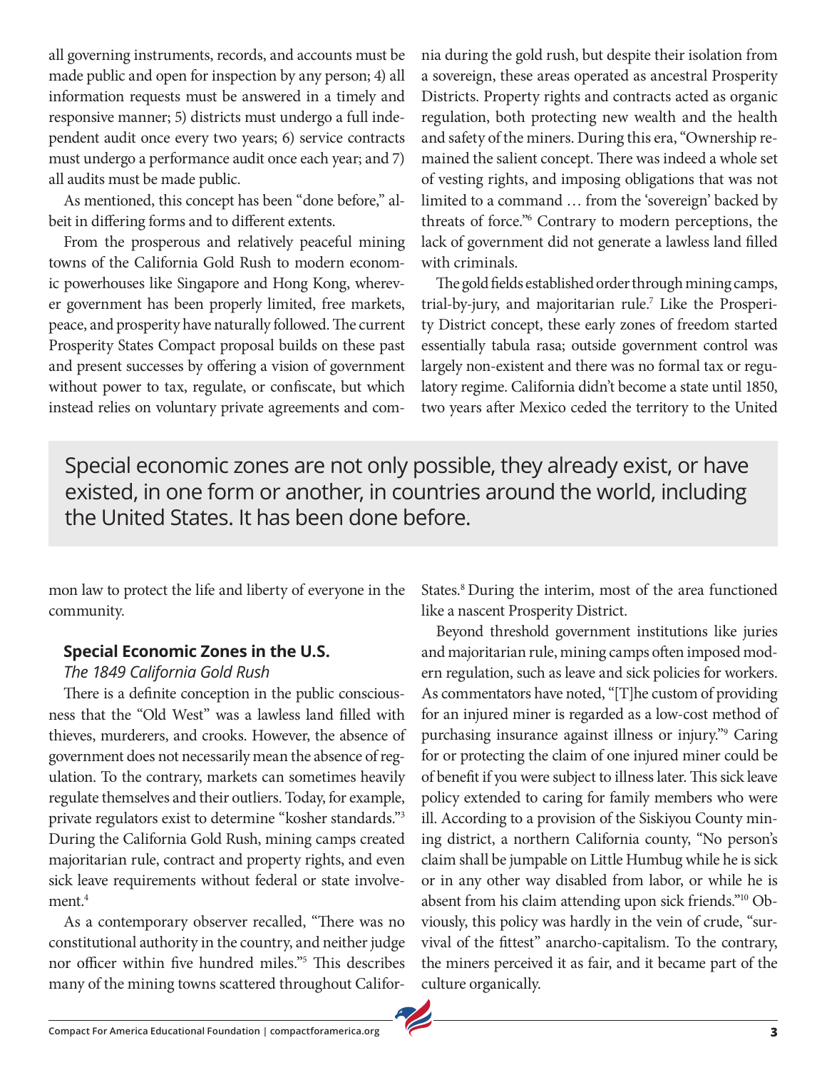all governing instruments, records, and accounts must be made public and open for inspection by any person; 4) all information requests must be answered in a timely and responsive manner; 5) districts must undergo a full independent audit once every two years; 6) service contracts must undergo a performance audit once each year; and 7) all audits must be made public.

As mentioned, this concept has been "done before," albeit in differing forms and to different extents.

From the prosperous and relatively peaceful mining towns of the California Gold Rush to modern economic powerhouses like Singapore and Hong Kong, wherever government has been properly limited, free markets, peace, and prosperity have naturally followed. The current Prosperity States Compact proposal builds on these past and present successes by offering a vision of government without power to tax, regulate, or confiscate, but which instead relies on voluntary private agreements and common law to protect the life and liberty of everyone in the community.

> Special economic zones are not only possible, they already exist, or have existed, in one form or another, in countries around the world, including the United States. It has been done before.

### Special Economic Zones in the U.S.

*The 1849 California Gold Rush*

There is a definite conception in the public consciousness that the "Old West" was a lawless land filled with thieves, murderers, and crooks. However, the absence of government does not necessarily mean the absence of regulation. To the contrary, markets can sometimes heavily regulate themselves and their outliers. Today, for example, private regulators exist to determine "kosher standards."[3] During the California Gold Rush, mining camps created majoritarian rule, contract and property rights, and even sick leave requirements without federal or state involvement.[4]

As a contemporary observer recalled, "There was no constitutional authority in the country, and neither judge nor officer within five hundred miles."[5] This describes many of the mining towns scattered throughout California during the gold rush, but despite their isolation from a sovereign, these areas operated as ancestral Prosperity Districts. Property rights and contracts acted as organic regulation, both protecting new wealth and the health and safety of the miners. During this era, "Ownership remained the salient concept. There was indeed a whole set of vesting rights, and imposing obligations that was not limited to a command … from the 'sovereign' backed by threats of force."[6] Contrary to modern perceptions, the lack of government did not generate a lawless land filled with criminals.

The gold fields established order through mining camps, trial-by-jury, and majoritarian rule.[7] Like the Prosperity District concept, these early zones of freedom started essentially tabula rasa; outside government control was largely non-existent and there was no formal tax or regulatory regime. California didn't become a state until 1850, two years after Mexico ceded the territory to the United States.[8] During the interim, most of the area functioned like a nascent Prosperity District.

Beyond threshold government institutions like juries and majoritarian rule, mining camps often imposed modern regulation, such as leave and sick policies for workers. As commentators have noted, "[T]he custom of providing for an injured miner is regarded as a low-cost method of purchasing insurance against illness or injury."[9] Caring for or protecting the claim of one injured miner could be of benefit if you were subject to illness later. This sick leave policy extended to caring for family members who were ill. According to a provision of the Siskiyou County mining district, a northern California county, "No person's claim shall be jumpable on Little Humbug while he is sick or in any other way disabled from labor, or while he is absent from his claim attending upon sick friends."[10] Obviously, this policy was hardly in the vein of crude, "survival of the fittest" anarcho-capitalism. To the contrary, the miners perceived it as fair, and it became part of the culture organically.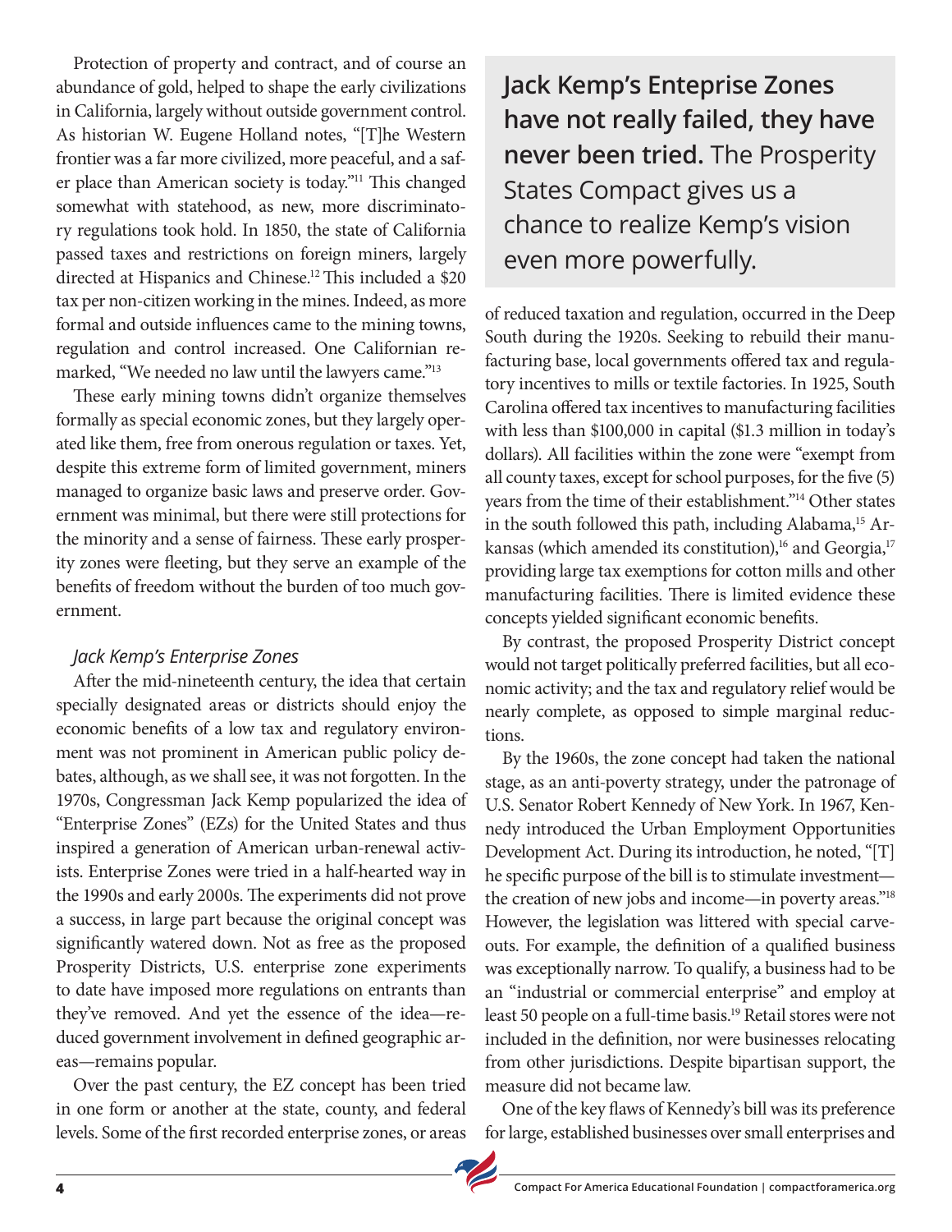Protection of property and contract, and of course an abundance of gold, helped to shape the early civilizations in California, largely without outside government control. As historian W. Eugene Holland notes, "[T]he Western frontier was a far more civilized, more peaceful, and a safer place than American society is today."[11] This changed somewhat with statehood, as new, more discriminatory regulations took hold. In 1850, the state of California passed taxes and restrictions on foreign miners, largely directed at Hispanics and Chinese.[12] This included a $20 tax per non-citizen working in the mines. Indeed, as more formal and outside influences came to the mining towns, regulation and control increased. One Californian remarked, "We needed no law until the lawyers came."[13]

These early mining towns didn't organize themselves formally as special economic zones, but they largely operated like them, free from onerous regulation or taxes. Yet, despite this extreme form of limited government, miners managed to organize basic laws and preserve order. Government was minimal, but there were still protections for the minority and a sense of fairness. These early prosperity zones were fleeting, but they serve an example of the benefits of freedom without the burden of too much government.

### *Jack Kemp's Enterprise Zones*

After the mid-nineteenth century, the idea that certain specially designated areas or districts should enjoy the economic benefits of a low tax and regulatory environment was not prominent in American public policy debates, although, as we shall see, it was not forgotten. In the 1970s, Congressman Jack Kemp popularized the idea of "Enterprise Zones" (EZs) for the United States and thus inspired a generation of American urban-renewal activists. Enterprise Zones were tried in a half-hearted way in the 1990s and early 2000s. The experiments did not prove a success, in large part because the original concept was significantly watered down. Not as free as the proposed Prosperity Districts, U.S. enterprise zone experiments to date have imposed more regulations on entrants than they've removed. And yet the essence of the idea—reduced government involvement in defined geographic areas—remains popular.

Over the past century, the EZ concept has been tried in one form or another at the state, county, and federal levels. Some of the first recorded enterprise zones, or areas of reduced taxation and regulation, occurred in the Deep South during the 1920s. Seeking to rebuild their manufacturing base, local governments offered tax and regulatory incentives to mills or textile factories. In 1925, South Carolina offered tax incentives to manufacturing facilities with less than $100,000 in capital ($1.3 million in today's dollars). All facilities within the zone were "exempt from all county taxes, except for school purposes, for the five (5) years from the time of their establishment."[14] Other states in the south followed this path, including Alabama,[15] Arkansas (which amended its constitution),[16] and Georgia,[17] providing large tax exemptions for cotton mills and other manufacturing facilities. There is limited evidence these concepts yielded significant economic benefits.

> **Jack Kemp's Enteprise Zones have not really failed, they have never been tried.** The Prosperity States Compact gives us a chance to realize Kemp's vision even more powerfully.

By contrast, the proposed Prosperity District concept would not target politically preferred facilities, but all economic activity; and the tax and regulatory relief would be nearly complete, as opposed to simple marginal reductions.

By the 1960s, the zone concept had taken the national stage, as an anti-poverty strategy, under the patronage of U.S. Senator Robert Kennedy of New York. In 1967, Kennedy introduced the Urban Employment Opportunities Development Act. During its introduction, he noted, "[T]he specific purpose of the bill is to stimulate investment—the creation of new jobs and income—in poverty areas."[18] However, the legislation was littered with special carveouts. For example, the definition of a qualified business was exceptionally narrow. To qualify, a business had to be an "industrial or commercial enterprise" and employ at least 50 people on a full-time basis.[19] Retail stores were not included in the definition, nor were businesses relocating from other jurisdictions. Despite bipartisan support, the measure did not became law.

One of the key flaws of Kennedy's bill was its preference for large, established businesses over small enterprises and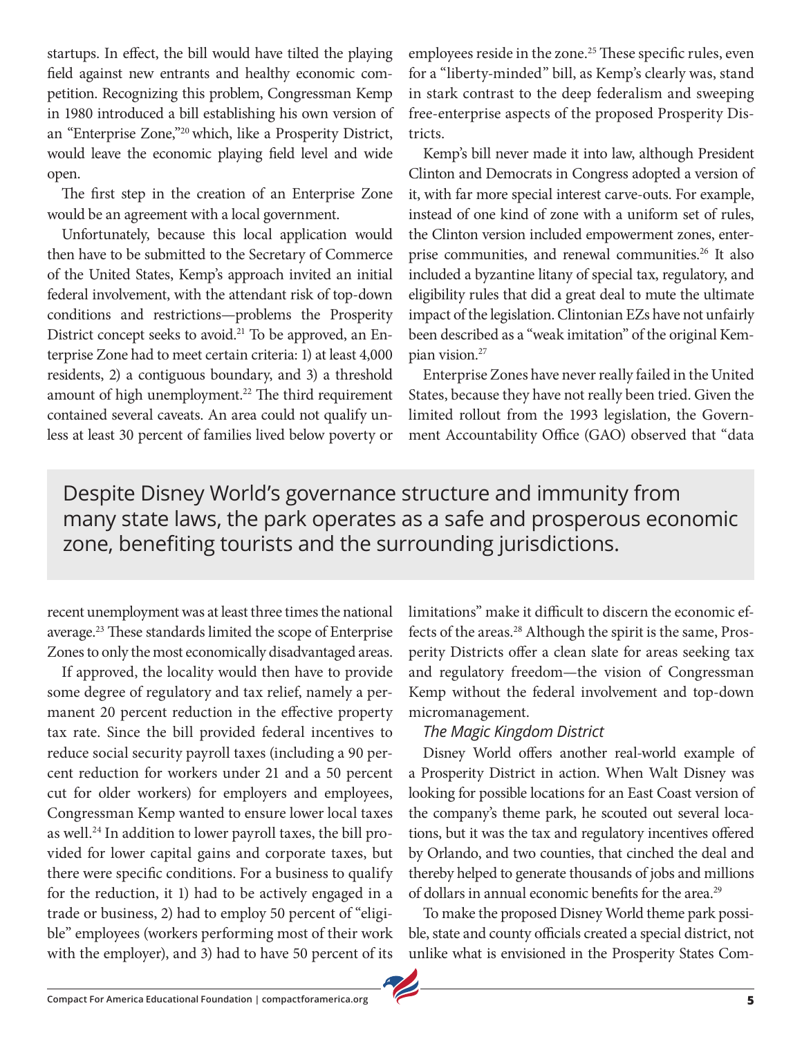startups. In effect, the bill would have tilted the playing field against new entrants and healthy economic competition. Recognizing this problem, Congressman Kemp in 1980 introduced a bill establishing his own version of an "Enterprise Zone,"[20] which, like a Prosperity District, would leave the economic playing field level and wide open.

The first step in the creation of an Enterprise Zone would be an agreement with a local government.

Unfortunately, because this local application would then have to be submitted to the Secretary of Commerce of the United States, Kemp's approach invited an initial federal involvement, with the attendant risk of top-down conditions and restrictions—problems the Prosperity District concept seeks to avoid.[21] To be approved, an Enterprise Zone had to meet certain criteria: 1) at least 4,000 residents, 2) a contiguous boundary, and 3) a threshold amount of high unemployment.[22] The third requirement contained several caveats. An area could not qualify unless at least 30 percent of families lived below poverty or recent unemployment was at least three times the national average.[23] These standards limited the scope of Enterprise Zones to only the most economically disadvantaged areas.

If approved, the locality would then have to provide some degree of regulatory and tax relief, namely a permanent 20 percent reduction in the effective property tax rate. Since the bill provided federal incentives to reduce social security payroll taxes (including a 90 percent reduction for workers under 21 and a 50 percent cut for older workers) for employers and employees, Congressman Kemp wanted to ensure lower local taxes as well.[24] In addition to lower payroll taxes, the bill provided for lower capital gains and corporate taxes, but there were specific conditions. For a business to qualify for the reduction, it 1) had to be actively engaged in a trade or business, 2) had to employ 50 percent of "eligible" employees (workers performing most of their work with the employer), and 3) had to have 50 percent of its employees reside in the zone.[25] These specific rules, even for a "liberty-minded" bill, as Kemp's clearly was, stand in stark contrast to the deep federalism and sweeping free-enterprise aspects of the proposed Prosperity Districts.

Kemp's bill never made it into law, although President Clinton and Democrats in Congress adopted a version of it, with far more special interest carve-outs. For example, instead of one kind of zone with a uniform set of rules, the Clinton version included empowerment zones, enterprise communities, and renewal communities.[26] It also included a byzantine litany of special tax, regulatory, and eligibility rules that did a great deal to mute the ultimate impact of the legislation. Clintonian EZs have not unfairly been described as a "weak imitation" of the original Kempian vision.[27]

Enterprise Zones have never really failed in the United States, because they have not really been tried. Given the limited rollout from the 1993 legislation, the Government Accountability Office (GAO) observed that "data limitations" make it difficult to discern the economic effects of the areas.[28] Although the spirit is the same, Prosperity Districts offer a clean slate for areas seeking tax and regulatory freedom—the vision of Congressman Kemp without the federal involvement and top-down micromanagement.

> Despite Disney World's governance structure and immunity from many state laws, the park operates as a safe and prosperous economic zone, benefiting tourists and the surrounding jurisdictions.

*The Magic Kingdom District*

Disney World offers another real-world example of a Prosperity District in action. When Walt Disney was looking for possible locations for an East Coast version of the company's theme park, he scouted out several locations, but it was the tax and regulatory incentives offered by Orlando, and two counties, that cinched the deal and thereby helped to generate thousands of jobs and millions of dollars in annual economic benefits for the area.[29]

To make the proposed Disney World theme park possible, state and county officials created a special district, not unlike what is envisioned in the Prosperity States Com-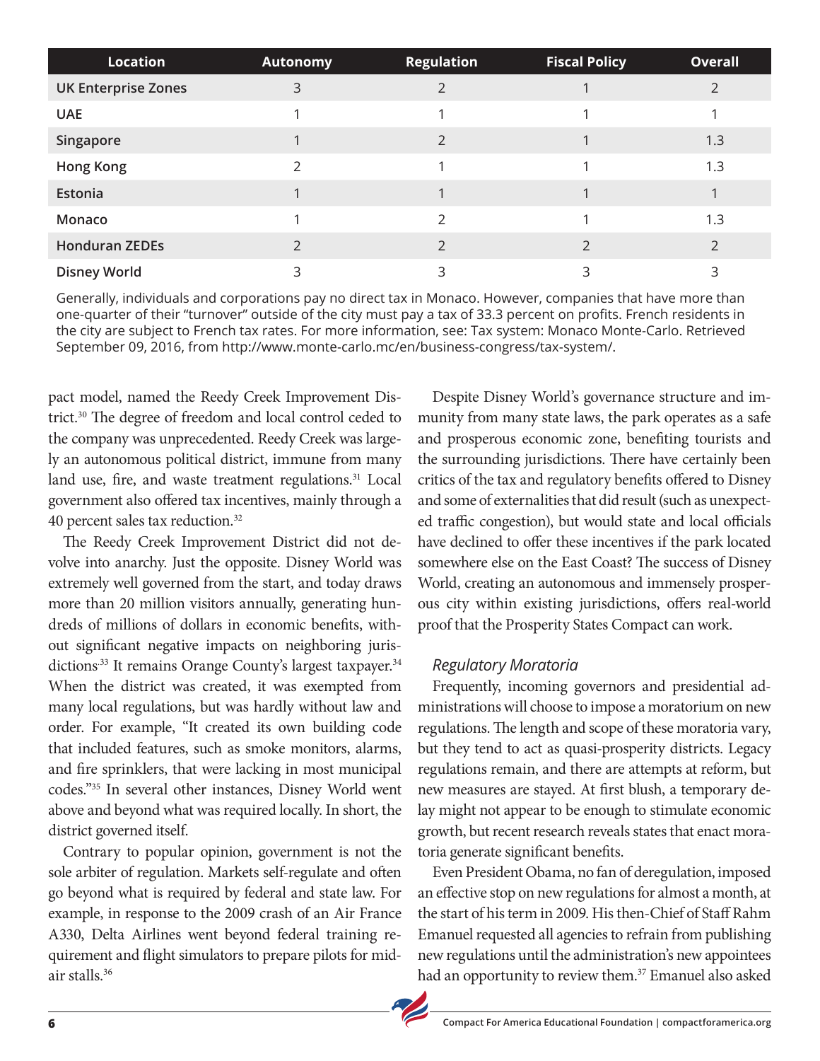| Location | Autonomy | Regulation | Fiscal Policy | Overall |
|---|---|---|---|---|
| UK Enterprise Zones | 3 | 2 | 1 | 2 |
| UAE | 1 | 1 | 1 | 1 |
| Singapore | 1 | 2 | 1 | 1.3 |
| Hong Kong | 2 | 1 | 1 | 1.3 |
| Estonia | 1 | 1 | 1 | 1 |
| Monaco | 1 | 2 | 1 | 1.3 |
| Honduran ZEDEs | 2 | 2 | 2 | 2 |
| Disney World | 3 | 3 | 3 | 3 |

Generally, individuals and corporations pay no direct tax in Monaco. However, companies that have more than one-quarter of their "turnover" outside of the city must pay a tax of 33.3 percent on profits. French residents in the city are subject to French tax rates. For more information, see: Tax system: Monaco Monte-Carlo. Retrieved September 09, 2016, from http://www.monte-carlo.mc/en/business-congress/tax-system/.

pact model, named the Reedy Creek Improvement District.[30] The degree of freedom and local control ceded to the company was unprecedented. Reedy Creek was largely an autonomous political district, immune from many land use, fire, and waste treatment regulations.[31] Local government also offered tax incentives, mainly through a 40 percent sales tax reduction.[32]

The Reedy Creek Improvement District did not devolve into anarchy. Just the opposite. Disney World was extremely well governed from the start, and today draws more than 20 million visitors annually, generating hundreds of millions of dollars in economic benefits, without significant negative impacts on neighboring jurisdictions.[33] It remains Orange County's largest taxpayer.[34] When the district was created, it was exempted from many local regulations, but was hardly without law and order. For example, "It created its own building code that included features, such as smoke monitors, alarms, and fire sprinklers, that were lacking in most municipal codes."[35] In several other instances, Disney World went above and beyond what was required locally. In short, the district governed itself.

Contrary to popular opinion, government is not the sole arbiter of regulation. Markets self-regulate and often go beyond what is required by federal and state law. For example, in response to the 2009 crash of an Air France A330, Delta Airlines went beyond federal training requirement and flight simulators to prepare pilots for midair stalls.[36]

Despite Disney World's governance structure and immunity from many state laws, the park operates as a safe and prosperous economic zone, benefiting tourists and the surrounding jurisdictions. There have certainly been critics of the tax and regulatory benefits offered to Disney and some of externalities that did result (such as unexpected traffic congestion), but would state and local officials have declined to offer these incentives if the park located somewhere else on the East Coast? The success of Disney World, creating an autonomous and immensely prosperous city within existing jurisdictions, offers real-world proof that the Prosperity States Compact can work.

### *Regulatory Moratoria*

Frequently, incoming governors and presidential administrations will choose to impose a moratorium on new regulations. The length and scope of these moratoria vary, but they tend to act as quasi-prosperity districts. Legacy regulations remain, and there are attempts at reform, but new measures are stayed. At first blush, a temporary delay might not appear to be enough to stimulate economic growth, but recent research reveals states that enact moratoria generate significant benefits.

Even President Obama, no fan of deregulation, imposed an effective stop on new regulations for almost a month, at the start of his term in 2009. His then-Chief of Staff Rahm Emanuel requested all agencies to refrain from publishing new regulations until the administration's new appointees had an opportunity to review them.[37] Emanuel also asked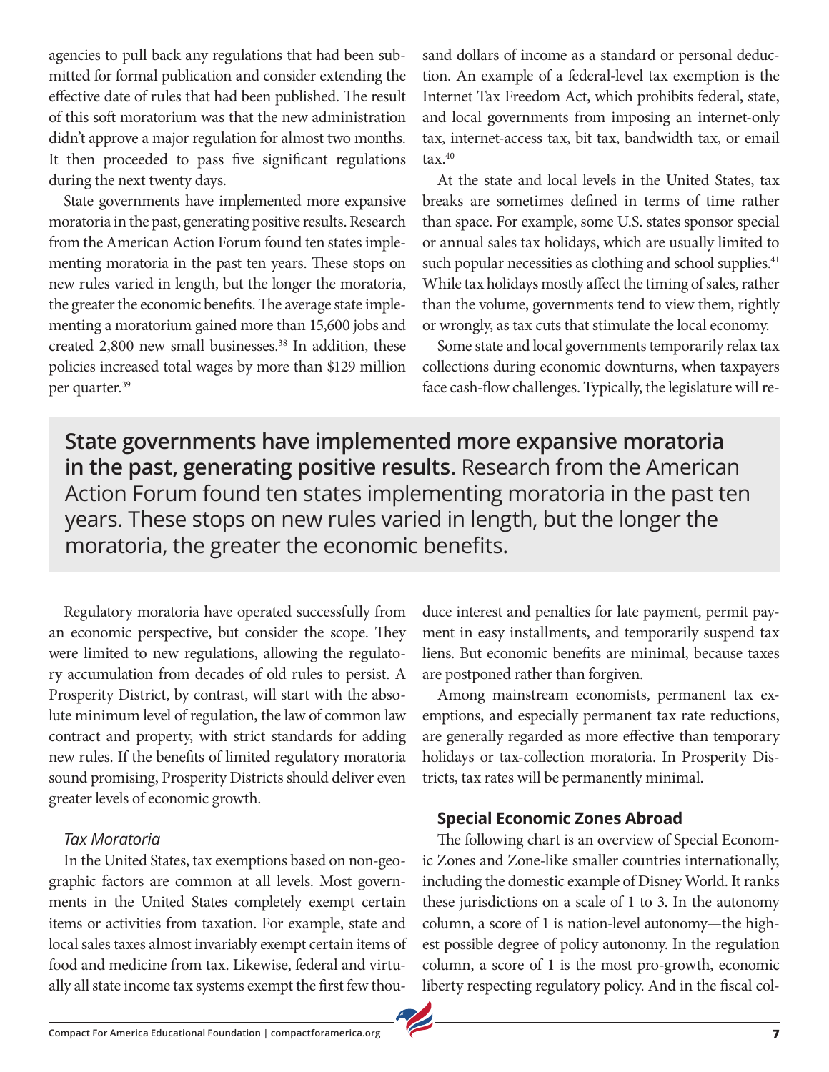agencies to pull back any regulations that had been submitted for formal publication and consider extending the effective date of rules that had been published. The result of this soft moratorium was that the new administration didn't approve a major regulation for almost two months. It then proceeded to pass five significant regulations during the next twenty days.

State governments have implemented more expansive moratoria in the past, generating positive results. Research from the American Action Forum found ten states implementing moratoria in the past ten years. These stops on new rules varied in length, but the longer the moratoria, the greater the economic benefits. The average state implementing a moratorium gained more than 15,600 jobs and created 2,800 new small businesses.[38] In addition, these policies increased total wages by more than $129 million per quarter.[39]

> **State governments have implemented more expansive moratoria in the past, generating positive results.** Research from the American Action Forum found ten states implementing moratoria in the past ten years. These stops on new rules varied in length, but the longer the moratoria, the greater the economic benefits.

Regulatory moratoria have operated successfully from an economic perspective, but consider the scope. They were limited to new regulations, allowing the regulatory accumulation from decades of old rules to persist. A Prosperity District, by contrast, will start with the absolute minimum level of regulation, the law of common law contract and property, with strict standards for adding new rules. If the benefits of limited regulatory moratoria sound promising, Prosperity Districts should deliver even greater levels of economic growth.

*Tax Moratoria*

In the United States, tax exemptions based on non-geographic factors are common at all levels. Most governments in the United States completely exempt certain items or activities from taxation. For example, state and local sales taxes almost invariably exempt certain items of food and medicine from tax. Likewise, federal and virtually all state income tax systems exempt the first few thousand dollars of income as a standard or personal deduction. An example of a federal-level tax exemption is the Internet Tax Freedom Act, which prohibits federal, state, and local governments from imposing an internet-only tax, internet-access tax, bit tax, bandwidth tax, or email tax.[40]

At the state and local levels in the United States, tax breaks are sometimes defined in terms of time rather than space. For example, some U.S. states sponsor special or annual sales tax holidays, which are usually limited to such popular necessities as clothing and school supplies.[41] While tax holidays mostly affect the timing of sales, rather than the volume, governments tend to view them, rightly or wrongly, as tax cuts that stimulate the local economy.

Some state and local governments temporarily relax tax collections during economic downturns, when taxpayers face cash-flow challenges. Typically, the legislature will reduce interest and penalties for late payment, permit payment in easy installments, and temporarily suspend tax liens. But economic benefits are minimal, because taxes are postponed rather than forgiven.

Among mainstream economists, permanent tax exemptions, and especially permanent tax rate reductions, are generally regarded as more effective than temporary holidays or tax-collection moratoria. In Prosperity Districts, tax rates will be permanently minimal.

### Special Economic Zones Abroad

The following chart is an overview of Special Economic Zones and Zone-like smaller countries internationally, including the domestic example of Disney World. It ranks these jurisdictions on a scale of 1 to 3. In the autonomy column, a score of 1 is nation-level autonomy—the highest possible degree of policy autonomy. In the regulation column, a score of 1 is the most pro-growth, economic liberty respecting regulatory policy. And in the fiscal col-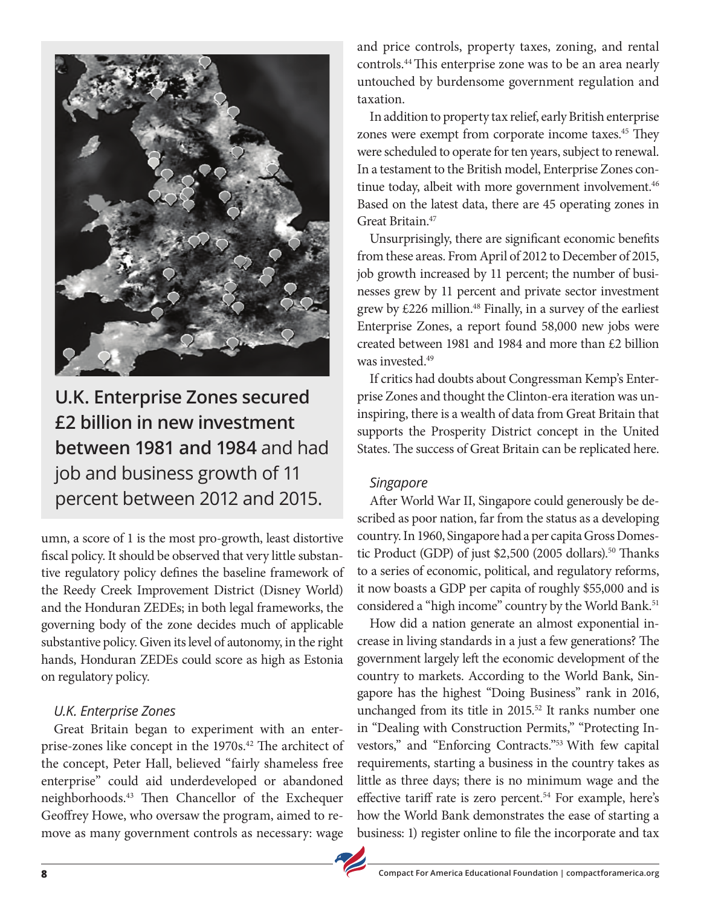**U.K. Enterprise Zones secured £2 billion in new investment between 1981 and 1984** and had job and business growth of 11 percent between 2012 and 2015.

umn, a score of 1 is the most pro-growth, least distortive fiscal policy. It should be observed that very little substantive regulatory policy defines the baseline framework of the Reedy Creek Improvement District (Disney World) and the Honduran ZEDEs; in both legal frameworks, the governing body of the zone decides much of applicable substantive policy. Given its level of autonomy, in the right hands, Honduran ZEDEs could score as high as Estonia on regulatory policy.

*U.K. Enterprise Zones*

Great Britain began to experiment with an enterprise-zones like concept in the 1970s.[42] The architect of the concept, Peter Hall, believed "fairly shameless free enterprise" could aid underdeveloped or abandoned neighborhoods.[43] Then Chancellor of the Exchequer Geoffrey Howe, who oversaw the program, aimed to remove as many government controls as necessary: wage and price controls, property taxes, zoning, and rental controls.[44] This enterprise zone was to be an area nearly untouched by burdensome government regulation and taxation.

In addition to property tax relief, early British enterprise zones were exempt from corporate income taxes.[45] They were scheduled to operate for ten years, subject to renewal. In a testament to the British model, Enterprise Zones continue today, albeit with more government involvement.[46] Based on the latest data, there are 45 operating zones in Great Britain.[47]

Unsurprisingly, there are significant economic benefits from these areas. From April of 2012 to December of 2015, job growth increased by 11 percent; the number of businesses grew by 11 percent and private sector investment grew by £226 million.[48] Finally, in a survey of the earliest Enterprise Zones, a report found 58,000 new jobs were created between 1981 and 1984 and more than £2 billion was invested.[49]

If critics had doubts about Congressman Kemp's Enterprise Zones and thought the Clinton-era iteration was uninspiring, there is a wealth of data from Great Britain that supports the Prosperity District concept in the United States. The success of Great Britain can be replicated here.

*Singapore*

After World War II, Singapore could generously be described as poor nation, far from the status as a developing country. In 1960, Singapore had a per capita Gross Domestic Product (GDP) of just $2,500 (2005 dollars).[50] Thanks to a series of economic, political, and regulatory reforms, it now boasts a GDP per capita of roughly $55,000 and is considered a "high income" country by the World Bank.[51]

How did a nation generate an almost exponential increase in living standards in a just a few generations? The government largely left the economic development of the country to markets. According to the World Bank, Singapore has the highest "Doing Business" rank in 2016, unchanged from its title in 2015.[52] It ranks number one in "Dealing with Construction Permits," "Protecting Investors," and "Enforcing Contracts."[53] With few capital requirements, starting a business in the country takes as little as three days; there is no minimum wage and the effective tariff rate is zero percent.[54] For example, here's how the World Bank demonstrates the ease of starting a business: 1) register online to file the incorporate and tax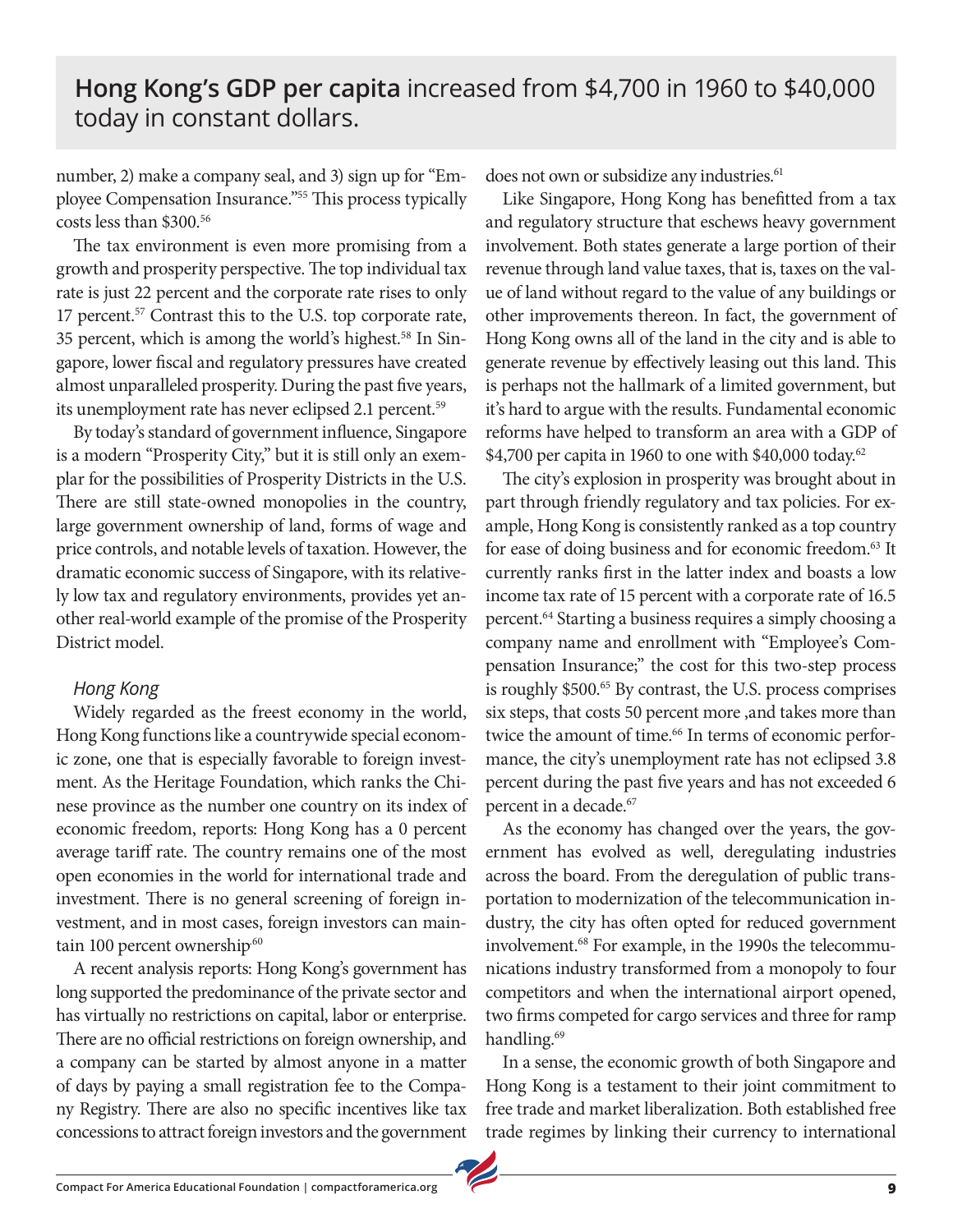**Hong Kong's GDP per capita** increased from $4,700 in 1960 to $40,000 today in constant dollars.

number, 2) make a company seal, and 3) sign up for "Employee Compensation Insurance."[55] This process typically costs less than $300.[56]

The tax environment is even more promising from a growth and prosperity perspective. The top individual tax rate is just 22 percent and the corporate rate rises to only 17 percent.[57] Contrast this to the U.S. top corporate rate, 35 percent, which is among the world's highest.[58] In Singapore, lower fiscal and regulatory pressures have created almost unparalleled prosperity. During the past five years, its unemployment rate has never eclipsed 2.1 percent.[59]

By today's standard of government influence, Singapore is a modern "Prosperity City," but it is still only an exemplar for the possibilities of Prosperity Districts in the U.S. There are still state-owned monopolies in the country, large government ownership of land, forms of wage and price controls, and notable levels of taxation. However, the dramatic economic success of Singapore, with its relatively low tax and regulatory environments, provides yet another real-world example of the promise of the Prosperity District model.

### *Hong Kong*

Widely regarded as the freest economy in the world, Hong Kong functions like a countrywide special economic zone, one that is especially favorable to foreign investment. As the Heritage Foundation, which ranks the Chinese province as the number one country on its index of economic freedom, reports: Hong Kong has a 0 percent average tariff rate. The country remains one of the most open economies in the world for international trade and investment. There is no general screening of foreign investment, and in most cases, foreign investors can maintain 100 percent ownership[60]

A recent analysis reports: Hong Kong's government has long supported the predominance of the private sector and has virtually no restrictions on capital, labor or enterprise. There are no official restrictions on foreign ownership, and a company can be started by almost anyone in a matter of days by paying a small registration fee to the Company Registry. There are also no specific incentives like tax concessions to attract foreign investors and the government does not own or subsidize any industries.[61]

Like Singapore, Hong Kong has benefitted from a tax and regulatory structure that eschews heavy government involvement. Both states generate a large portion of their revenue through land value taxes, that is, taxes on the value of land without regard to the value of any buildings or other improvements thereon. In fact, the government of Hong Kong owns all of the land in the city and is able to generate revenue by effectively leasing out this land. This is perhaps not the hallmark of a limited government, but it's hard to argue with the results. Fundamental economic reforms have helped to transform an area with a GDP of $4,700 per capita in 1960 to one with $40,000 today.[62]

The city's explosion in prosperity was brought about in part through friendly regulatory and tax policies. For example, Hong Kong is consistently ranked as a top country for ease of doing business and for economic freedom.[63] It currently ranks first in the latter index and boasts a low income tax rate of 15 percent with a corporate rate of 16.5 percent.[64] Starting a business requires a simply choosing a company name and enrollment with "Employee's Compensation Insurance;" the cost for this two-step process is roughly $500.[65] By contrast, the U.S. process comprises six steps, that costs 50 percent more ,and takes more than twice the amount of time.[66] In terms of economic performance, the city's unemployment rate has not eclipsed 3.8 percent during the past five years and has not exceeded 6 percent in a decade.[67]

As the economy has changed over the years, the government has evolved as well, deregulating industries across the board. From the deregulation of public transportation to modernization of the telecommunication industry, the city has often opted for reduced government involvement.[68] For example, in the 1990s the telecommunications industry transformed from a monopoly to four competitors and when the international airport opened, two firms competed for cargo services and three for ramp handling.[69]

In a sense, the economic growth of both Singapore and Hong Kong is a testament to their joint commitment to free trade and market liberalization. Both established free trade regimes by linking their currency to international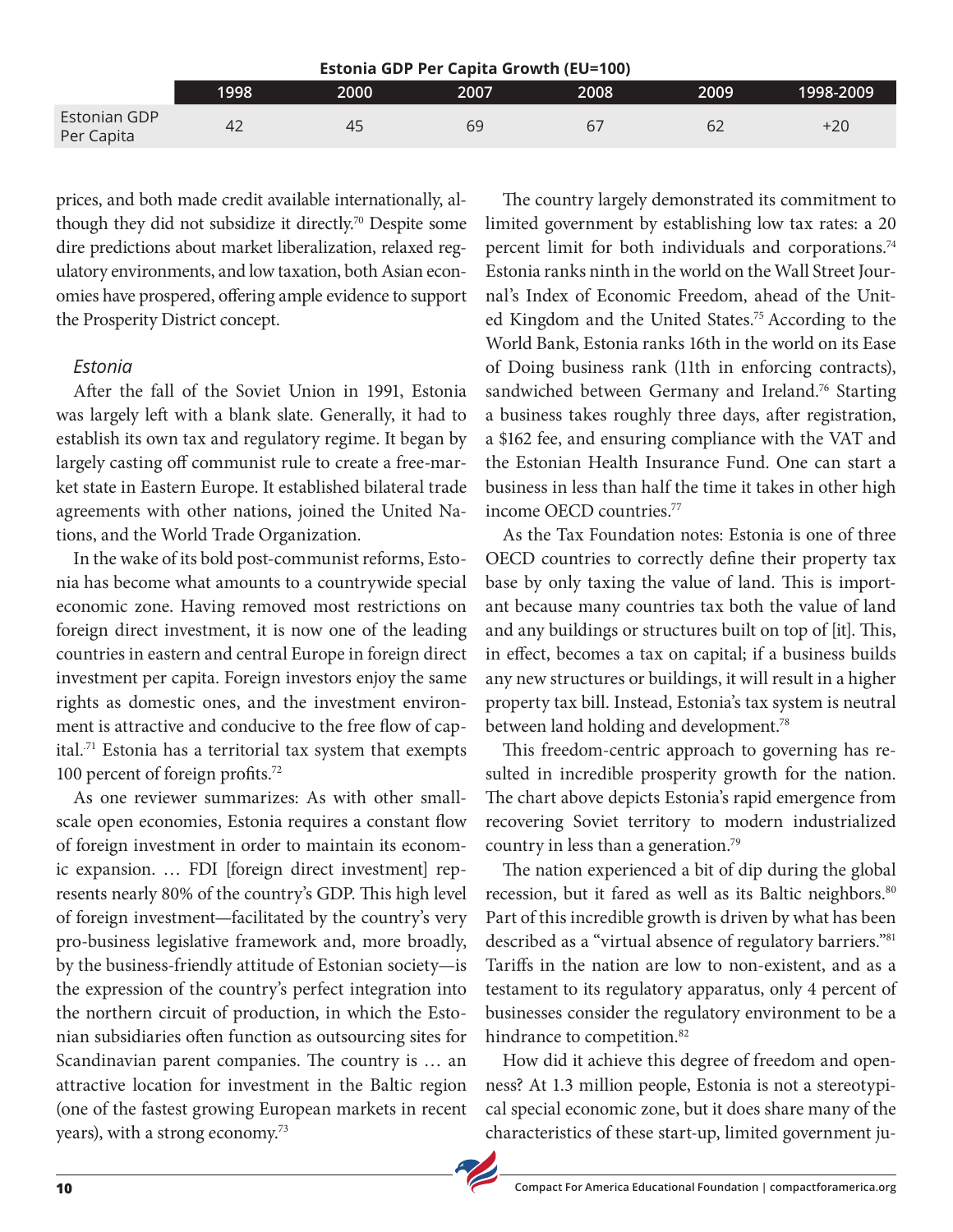**Estonia GDP Per Capita Growth (EU=100)**

| | 1998 | 2000 | 2007 | 2008 | 2009 | 1998-2009 |
|---|---|---|---|---|---|---|
| Estonian GDP Per Capita | 42 | 45 | 69 | 67 | 62 | +20 |

prices, and both made credit available internationally, although they did not subsidize it directly.[70] Despite some dire predictions about market liberalization, relaxed regulatory environments, and low taxation, both Asian economies have prospered, offering ample evidence to support the Prosperity District concept.

*Estonia*

After the fall of the Soviet Union in 1991, Estonia was largely left with a blank slate. Generally, it had to establish its own tax and regulatory regime. It began by largely casting off communist rule to create a free-market state in Eastern Europe. It established bilateral trade agreements with other nations, joined the United Nations, and the World Trade Organization.

In the wake of its bold post-communist reforms, Estonia has become what amounts to a countrywide special economic zone. Having removed most restrictions on foreign direct investment, it is now one of the leading countries in eastern and central Europe in foreign direct investment per capita. Foreign investors enjoy the same rights as domestic ones, and the investment environment is attractive and conducive to the free flow of capital.[71] Estonia has a territorial tax system that exempts 100 percent of foreign profits.[72]

As one reviewer summarizes: As with other small-scale open economies, Estonia requires a constant flow of foreign investment in order to maintain its economic expansion. … FDI [foreign direct investment] represents nearly 80% of the country's GDP. This high level of foreign investment—facilitated by the country's very pro-business legislative framework and, more broadly, by the business-friendly attitude of Estonian society—is the expression of the country's perfect integration into the northern circuit of production, in which the Estonian subsidiaries often function as outsourcing sites for Scandinavian parent companies. The country is … an attractive location for investment in the Baltic region (one of the fastest growing European markets in recent years), with a strong economy.[73]

The country largely demonstrated its commitment to limited government by establishing low tax rates: a 20 percent limit for both individuals and corporations.[74] Estonia ranks ninth in the world on the Wall Street Journal's Index of Economic Freedom, ahead of the United Kingdom and the United States.[75] According to the World Bank, Estonia ranks 16th in the world on its Ease of Doing business rank (11th in enforcing contracts), sandwiched between Germany and Ireland.[76] Starting a business takes roughly three days, after registration, a $162 fee, and ensuring compliance with the VAT and the Estonian Health Insurance Fund. One can start a business in less than half the time it takes in other high income OECD countries.[77]

As the Tax Foundation notes: Estonia is one of three OECD countries to correctly define their property tax base by only taxing the value of land. This is important because many countries tax both the value of land and any buildings or structures built on top of [it]. This, in effect, becomes a tax on capital; if a business builds any new structures or buildings, it will result in a higher property tax bill. Instead, Estonia's tax system is neutral between land holding and development.[78]

This freedom-centric approach to governing has resulted in incredible prosperity growth for the nation. The chart above depicts Estonia's rapid emergence from recovering Soviet territory to modern industrialized country in less than a generation.[79]

The nation experienced a bit of dip during the global recession, but it fared as well as its Baltic neighbors.[80] Part of this incredible growth is driven by what has been described as a "virtual absence of regulatory barriers."[81] Tariffs in the nation are low to non-existent, and as a testament to its regulatory apparatus, only 4 percent of businesses consider the regulatory environment to be a hindrance to competition.[82]

How did it achieve this degree of freedom and openness? At 1.3 million people, Estonia is not a stereotypical special economic zone, but it does share many of the characteristics of these start-up, limited government ju-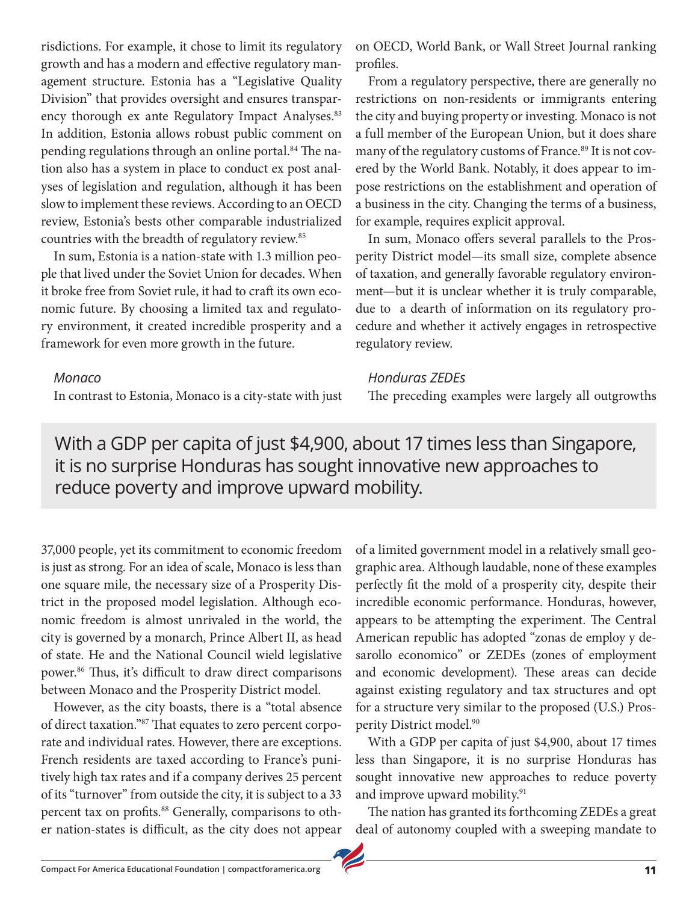risdictions. For example, it chose to limit its regulatory growth and has a modern and effective regulatory management structure. Estonia has a "Legislative Quality Division" that provides oversight and ensures transparency thorough ex ante Regulatory Impact Analyses.[83] In addition, Estonia allows robust public comment on pending regulations through an online portal.[84] The nation also has a system in place to conduct ex post analyses of legislation and regulation, although it has been slow to implement these reviews. According to an OECD review, Estonia's bests other comparable industrialized countries with the breadth of regulatory review.[85]

In sum, Estonia is a nation-state with 1.3 million people that lived under the Soviet Union for decades. When it broke free from Soviet rule, it had to craft its own economic future. By choosing a limited tax and regulatory environment, it created incredible prosperity and a framework for even more growth in the future.

*Monaco*

In contrast to Estonia, Monaco is a city-state with just 37,000 people, yet its commitment to economic freedom is just as strong. For an idea of scale, Monaco is less than one square mile, the necessary size of a Prosperity District in the proposed model legislation. Although economic freedom is almost unrivaled in the world, the city is governed by a monarch, Prince Albert II, as head of state. He and the National Council wield legislative power.[86] Thus, it's difficult to draw direct comparisons between Monaco and the Prosperity District model.

However, as the city boasts, there is a "total absence of direct taxation."[87] That equates to zero percent corporate and individual rates. However, there are exceptions. French residents are taxed according to France's punitively high tax rates and if a company derives 25 percent of its "turnover" from outside the city, it is subject to a 33 percent tax on profits.[88] Generally, comparisons to other nation-states is difficult, as the city does not appear on OECD, World Bank, or Wall Street Journal ranking profiles.

From a regulatory perspective, there are generally no restrictions on non-residents or immigrants entering the city and buying property or investing. Monaco is not a full member of the European Union, but it does share many of the regulatory customs of France.[89] It is not covered by the World Bank. Notably, it does appear to impose restrictions on the establishment and operation of a business in the city. Changing the terms of a business, for example, requires explicit approval.

In sum, Monaco offers several parallels to the Prosperity District model—its small size, complete absence of taxation, and generally favorable regulatory environment—but it is unclear whether it is truly comparable, due to a dearth of information on its regulatory procedure and whether it actively engages in retrospective regulatory review.

*Honduras ZEDEs*

The preceding examples were largely all outgrowths of a limited government model in a relatively small geographic area. Although laudable, none of these examples perfectly fit the mold of a prosperity city, despite their incredible economic performance. Honduras, however, appears to be attempting the experiment. The Central American republic has adopted "zonas de employ y desarollo economico" or ZEDEs (zones of employment and economic development). These areas can decide against existing regulatory and tax structures and opt for a structure very similar to the proposed (U.S.) Prosperity District model.[90]

> With a GDP per capita of just $4,900, about 17 times less than Singapore, it is no surprise Honduras has sought innovative new approaches to reduce poverty and improve upward mobility.

With a GDP per capita of just $4,900, about 17 times less than Singapore, it is no surprise Honduras has sought innovative new approaches to reduce poverty and improve upward mobility.[91]

The nation has granted its forthcoming ZEDEs a great deal of autonomy coupled with a sweeping mandate to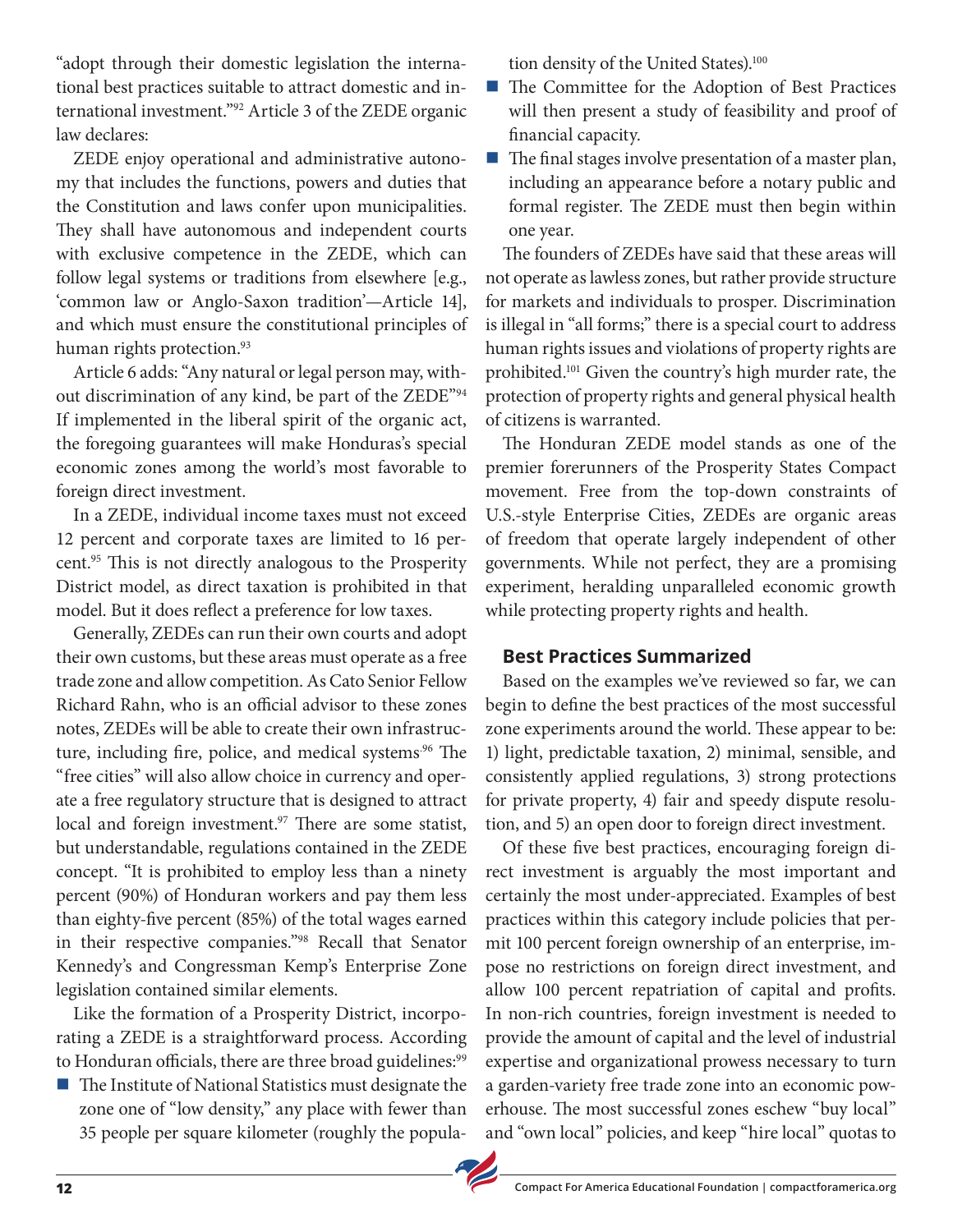"adopt through their domestic legislation the international best practices suitable to attract domestic and international investment."[92] Article 3 of the ZEDE organic law declares:

ZEDE enjoy operational and administrative autonomy that includes the functions, powers and duties that the Constitution and laws confer upon municipalities. They shall have autonomous and independent courts with exclusive competence in the ZEDE, which can follow legal systems or traditions from elsewhere [e.g., 'common law or Anglo-Saxon tradition'—Article 14], and which must ensure the constitutional principles of human rights protection.[93]

Article 6 adds: "Any natural or legal person may, without discrimination of any kind, be part of the ZEDE"[94] If implemented in the liberal spirit of the organic act, the foregoing guarantees will make Honduras's special economic zones among the world's most favorable to foreign direct investment.

In a ZEDE, individual income taxes must not exceed 12 percent and corporate taxes are limited to 16 percent.[95] This is not directly analogous to the Prosperity District model, as direct taxation is prohibited in that model. But it does reflect a preference for low taxes.

Generally, ZEDEs can run their own courts and adopt their own customs, but these areas must operate as a free trade zone and allow competition. As Cato Senior Fellow Richard Rahn, who is an official advisor to these zones notes, ZEDEs will be able to create their own infrastructure, including fire, police, and medical systems.[96] The "free cities" will also allow choice in currency and operate a free regulatory structure that is designed to attract local and foreign investment.[97] There are some statist, but understandable, regulations contained in the ZEDE concept. "It is prohibited to employ less than a ninety percent (90%) of Honduran workers and pay them less than eighty-five percent (85%) of the total wages earned in their respective companies."[98] Recall that Senator Kennedy's and Congressman Kemp's Enterprise Zone legislation contained similar elements.

Like the formation of a Prosperity District, incorporating a ZEDE is a straightforward process. According to Honduran officials, there are three broad guidelines:[99]

- The Institute of National Statistics must designate the zone one of "low density," any place with fewer than 35 people per square kilometer (roughly the population density of the United States).[100]
- The Committee for the Adoption of Best Practices will then present a study of feasibility and proof of financial capacity.
- The final stages involve presentation of a master plan, including an appearance before a notary public and formal register. The ZEDE must then begin within one year.

The founders of ZEDEs have said that these areas will not operate as lawless zones, but rather provide structure for markets and individuals to prosper. Discrimination is illegal in "all forms;" there is a special court to address human rights issues and violations of property rights are prohibited.[101] Given the country's high murder rate, the protection of property rights and general physical health of citizens is warranted.

The Honduran ZEDE model stands as one of the premier forerunners of the Prosperity States Compact movement. Free from the top-down constraints of U.S.-style Enterprise Cities, ZEDEs are organic areas of freedom that operate largely independent of other governments. While not perfect, they are a promising experiment, heralding unparalleled economic growth while protecting property rights and health.

## Best Practices Summarized

Based on the examples we've reviewed so far, we can begin to define the best practices of the most successful zone experiments around the world. These appear to be: 1) light, predictable taxation, 2) minimal, sensible, and consistently applied regulations, 3) strong protections for private property, 4) fair and speedy dispute resolution, and 5) an open door to foreign direct investment.

Of these five best practices, encouraging foreign direct investment is arguably the most important and certainly the most under-appreciated. Examples of best practices within this category include policies that permit 100 percent foreign ownership of an enterprise, impose no restrictions on foreign direct investment, and allow 100 percent repatriation of capital and profits. In non-rich countries, foreign investment is needed to provide the amount of capital and the level of industrial expertise and organizational prowess necessary to turn a garden-variety free trade zone into an economic powerhouse. The most successful zones eschew "buy local" and "own local" policies, and keep "hire local" quotas to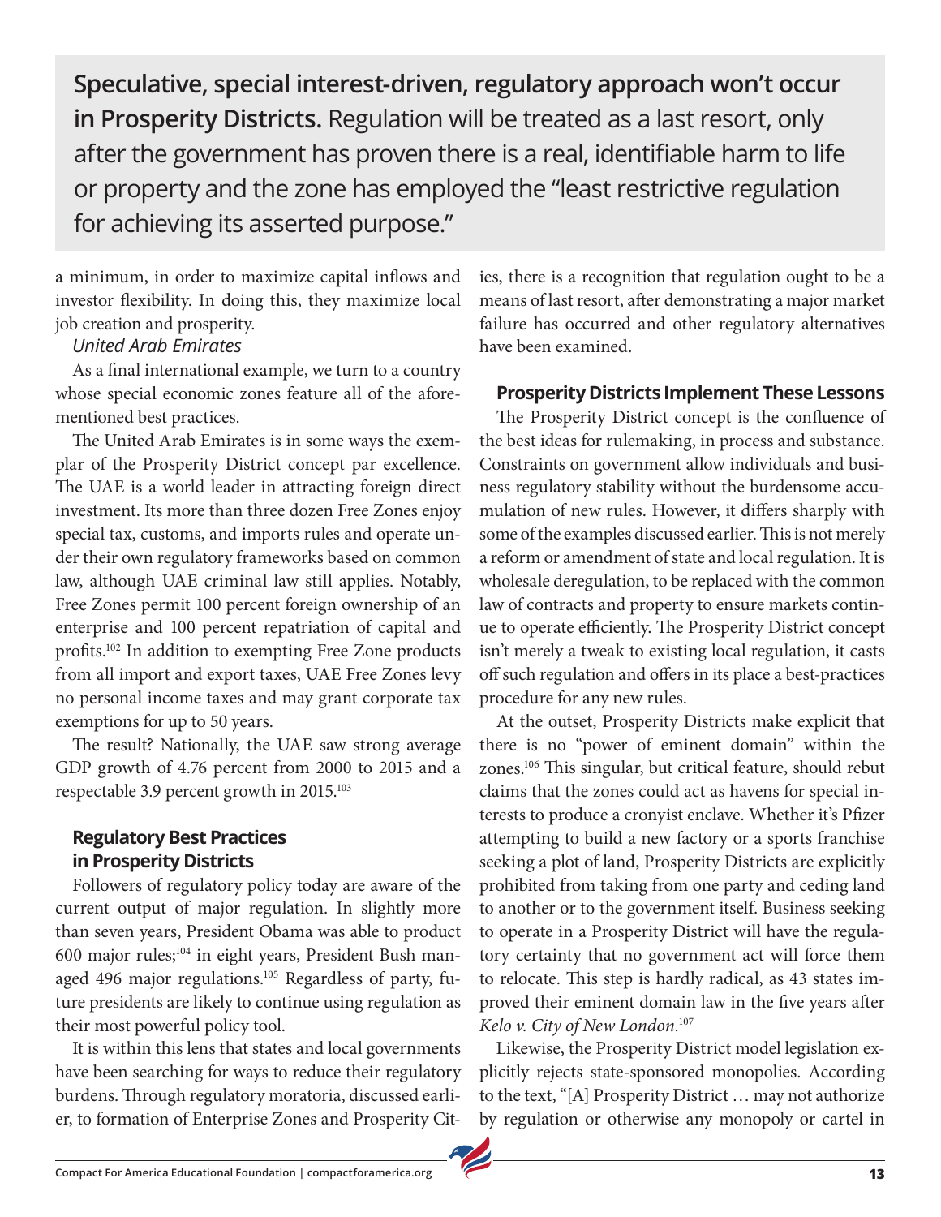**Speculative, special interest-driven, regulatory approach won't occur in Prosperity Districts.** Regulation will be treated as a last resort, only after the government has proven there is a real, identifiable harm to life or property and the zone has employed the "least restrictive regulation for achieving its asserted purpose."

a minimum, in order to maximize capital inflows and investor flexibility. In doing this, they maximize local job creation and prosperity.

*United Arab Emirates*

As a final international example, we turn to a country whose special economic zones feature all of the aforementioned best practices.

The United Arab Emirates is in some ways the exemplar of the Prosperity District concept par excellence. The UAE is a world leader in attracting foreign direct investment. Its more than three dozen Free Zones enjoy special tax, customs, and imports rules and operate under their own regulatory frameworks based on common law, although UAE criminal law still applies. Notably, Free Zones permit 100 percent foreign ownership of an enterprise and 100 percent repatriation of capital and profits.[102] In addition to exempting Free Zone products from all import and export taxes, UAE Free Zones levy no personal income taxes and may grant corporate tax exemptions for up to 50 years.

The result? Nationally, the UAE saw strong average GDP growth of 4.76 percent from 2000 to 2015 and a respectable 3.9 percent growth in 2015.[103]

## Regulatory Best Practices in Prosperity Districts

Followers of regulatory policy today are aware of the current output of major regulation. In slightly more than seven years, President Obama was able to product 600 major rules;[104] in eight years, President Bush managed 496 major regulations.[105] Regardless of party, future presidents are likely to continue using regulation as their most powerful policy tool.

It is within this lens that states and local governments have been searching for ways to reduce their regulatory burdens. Through regulatory moratoria, discussed earlier, to formation of Enterprise Zones and Prosperity Cities, there is a recognition that regulation ought to be a means of last resort, after demonstrating a major market failure has occurred and other regulatory alternatives have been examined.

## Prosperity Districts Implement These Lessons

The Prosperity District concept is the confluence of the best ideas for rulemaking, in process and substance. Constraints on government allow individuals and business regulatory stability without the burdensome accumulation of new rules. However, it differs sharply with some of the examples discussed earlier. This is not merely a reform or amendment of state and local regulation. It is wholesale deregulation, to be replaced with the common law of contracts and property to ensure markets continue to operate efficiently. The Prosperity District concept isn't merely a tweak to existing local regulation, it casts off such regulation and offers in its place a best-practices procedure for any new rules.

At the outset, Prosperity Districts make explicit that there is no "power of eminent domain" within the zones.[106] This singular, but critical feature, should rebut claims that the zones could act as havens for special interests to produce a cronyist enclave. Whether it's Pfizer attempting to build a new factory or a sports franchise seeking a plot of land, Prosperity Districts are explicitly prohibited from taking from one party and ceding land to another or to the government itself. Business seeking to operate in a Prosperity District will have the regulatory certainty that no government act will force them to relocate. This step is hardly radical, as 43 states improved their eminent domain law in the five years after *Kelo v. City of New London*.[107]

Likewise, the Prosperity District model legislation explicitly rejects state-sponsored monopolies. According to the text, "[A] Prosperity District … may not authorize by regulation or otherwise any monopoly or cartel in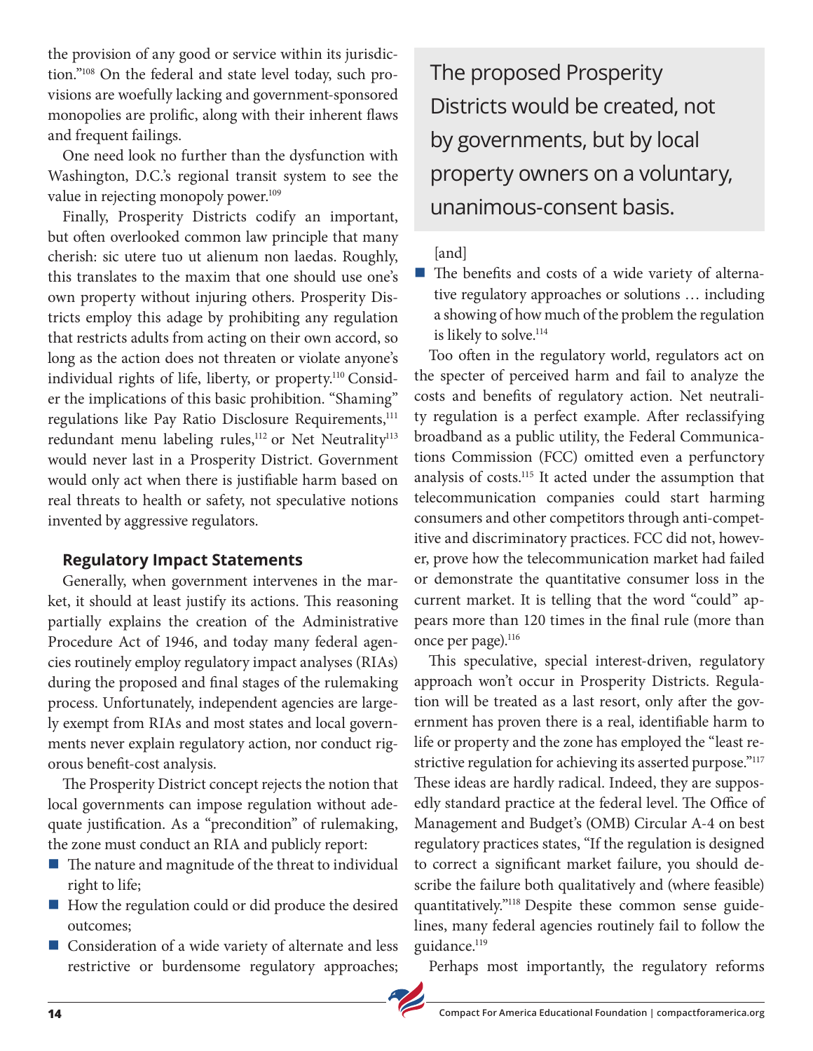the provision of any good or service within its jurisdiction."[108] On the federal and state level today, such provisions are woefully lacking and government-sponsored monopolies are prolific, along with their inherent flaws and frequent failings.

One need look no further than the dysfunction with Washington, D.C.'s regional transit system to see the value in rejecting monopoly power.[109]

Finally, Prosperity Districts codify an important, but often overlooked common law principle that many cherish: sic utere tuo ut alienum non laedas. Roughly, this translates to the maxim that one should use one's own property without injuring others. Prosperity Districts employ this adage by prohibiting any regulation that restricts adults from acting on their own accord, so long as the action does not threaten or violate anyone's individual rights of life, liberty, or property.[110] Consider the implications of this basic prohibition. "Shaming" regulations like Pay Ratio Disclosure Requirements,[111] redundant menu labeling rules,[112] or Net Neutrality[113] would never last in a Prosperity District. Government would only act when there is justifiable harm based on real threats to health or safety, not speculative notions invented by aggressive regulators.

### Regulatory Impact Statements

Generally, when government intervenes in the market, it should at least justify its actions. This reasoning partially explains the creation of the Administrative Procedure Act of 1946, and today many federal agencies routinely employ regulatory impact analyses (RIAs) during the proposed and final stages of the rulemaking process. Unfortunately, independent agencies are largely exempt from RIAs and most states and local governments never explain regulatory action, nor conduct rigorous benefit-cost analysis.

The Prosperity District concept rejects the notion that local governments can impose regulation without adequate justification. As a "precondition" of rulemaking, the zone must conduct an RIA and publicly report:

- The nature and magnitude of the threat to individual right to life;
- How the regulation could or did produce the desired outcomes;
- Consideration of a wide variety of alternate and less restrictive or burdensome regulatory approaches;

> The proposed Prosperity Districts would be created, not by governments, but by local property owners on a voluntary, unanimous-consent basis.

[and]

- The benefits and costs of a wide variety of alternative regulatory approaches or solutions … including a showing of how much of the problem the regulation is likely to solve.[114]

Too often in the regulatory world, regulators act on the specter of perceived harm and fail to analyze the costs and benefits of regulatory action. Net neutrality regulation is a perfect example. After reclassifying broadband as a public utility, the Federal Communications Commission (FCC) omitted even a perfunctory analysis of costs.[115] It acted under the assumption that telecommunication companies could start harming consumers and other competitors through anti-competitive and discriminatory practices. FCC did not, however, prove how the telecommunication market had failed or demonstrate the quantitative consumer loss in the current market. It is telling that the word "could" appears more than 120 times in the final rule (more than once per page).[116]

This speculative, special interest-driven, regulatory approach won't occur in Prosperity Districts. Regulation will be treated as a last resort, only after the government has proven there is a real, identifiable harm to life or property and the zone has employed the "least restrictive regulation for achieving its asserted purpose."[117] These ideas are hardly radical. Indeed, they are supposedly standard practice at the federal level. The Office of Management and Budget's (OMB) Circular A-4 on best regulatory practices states, "If the regulation is designed to correct a significant market failure, you should describe the failure both qualitatively and (where feasible) quantitatively."[118] Despite these common sense guidelines, many federal agencies routinely fail to follow the guidance.[119]

Perhaps most importantly, the regulatory reforms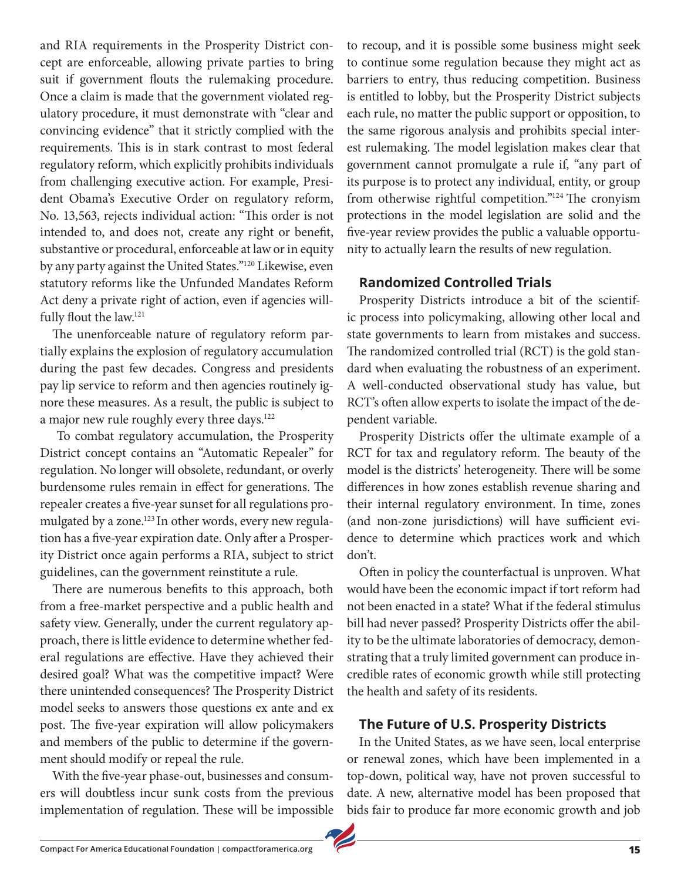and RIA requirements in the Prosperity District concept are enforceable, allowing private parties to bring suit if government flouts the rulemaking procedure. Once a claim is made that the government violated regulatory procedure, it must demonstrate with "clear and convincing evidence" that it strictly complied with the requirements. This is in stark contrast to most federal regulatory reform, which explicitly prohibits individuals from challenging executive action. For example, President Obama's Executive Order on regulatory reform, No. 13,563, rejects individual action: "This order is not intended to, and does not, create any right or benefit, substantive or procedural, enforceable at law or in equity by any party against the United States."[120] Likewise, even statutory reforms like the Unfunded Mandates Reform Act deny a private right of action, even if agencies willfully flout the law.[121]

The unenforceable nature of regulatory reform partially explains the explosion of regulatory accumulation during the past few decades. Congress and presidents pay lip service to reform and then agencies routinely ignore these measures. As a result, the public is subject to a major new rule roughly every three days.[122]

To combat regulatory accumulation, the Prosperity District concept contains an "Automatic Repealer" for regulation. No longer will obsolete, redundant, or overly burdensome rules remain in effect for generations. The repealer creates a five-year sunset for all regulations promulgated by a zone.[123] In other words, every new regulation has a five-year expiration date. Only after a Prosperity District once again performs a RIA, subject to strict guidelines, can the government reinstitute a rule.

There are numerous benefits to this approach, both from a free-market perspective and a public health and safety view. Generally, under the current regulatory approach, there is little evidence to determine whether federal regulations are effective. Have they achieved their desired goal? What was the competitive impact? Were there unintended consequences? The Prosperity District model seeks to answers those questions ex ante and ex post. The five-year expiration will allow policymakers and members of the public to determine if the government should modify or repeal the rule.

With the five-year phase-out, businesses and consumers will doubtless incur sunk costs from the previous implementation of regulation. These will be impossible to recoup, and it is possible some business might seek to continue some regulation because they might act as barriers to entry, thus reducing competition. Business is entitled to lobby, but the Prosperity District subjects each rule, no matter the public support or opposition, to the same rigorous analysis and prohibits special interest rulemaking. The model legislation makes clear that government cannot promulgate a rule if, "any part of its purpose is to protect any individual, entity, or group from otherwise rightful competition."[124] The cronyism protections in the model legislation are solid and the five-year review provides the public a valuable opportunity to actually learn the results of new regulation.

### Randomized Controlled Trials

Prosperity Districts introduce a bit of the scientific process into policymaking, allowing other local and state governments to learn from mistakes and success. The randomized controlled trial (RCT) is the gold standard when evaluating the robustness of an experiment. A well-conducted observational study has value, but RCT's often allow experts to isolate the impact of the dependent variable.

Prosperity Districts offer the ultimate example of a RCT for tax and regulatory reform. The beauty of the model is the districts' heterogeneity. There will be some differences in how zones establish revenue sharing and their internal regulatory environment. In time, zones (and non-zone jurisdictions) will have sufficient evidence to determine which practices work and which don't.

Often in policy the counterfactual is unproven. What would have been the economic impact if tort reform had not been enacted in a state? What if the federal stimulus bill had never passed? Prosperity Districts offer the ability to be the ultimate laboratories of democracy, demonstrating that a truly limited government can produce incredible rates of economic growth while still protecting the health and safety of its residents.

### The Future of U.S. Prosperity Districts

In the United States, as we have seen, local enterprise or renewal zones, which have been implemented in a top-down, political way, have not proven successful to date. A new, alternative model has been proposed that bids fair to produce far more economic growth and job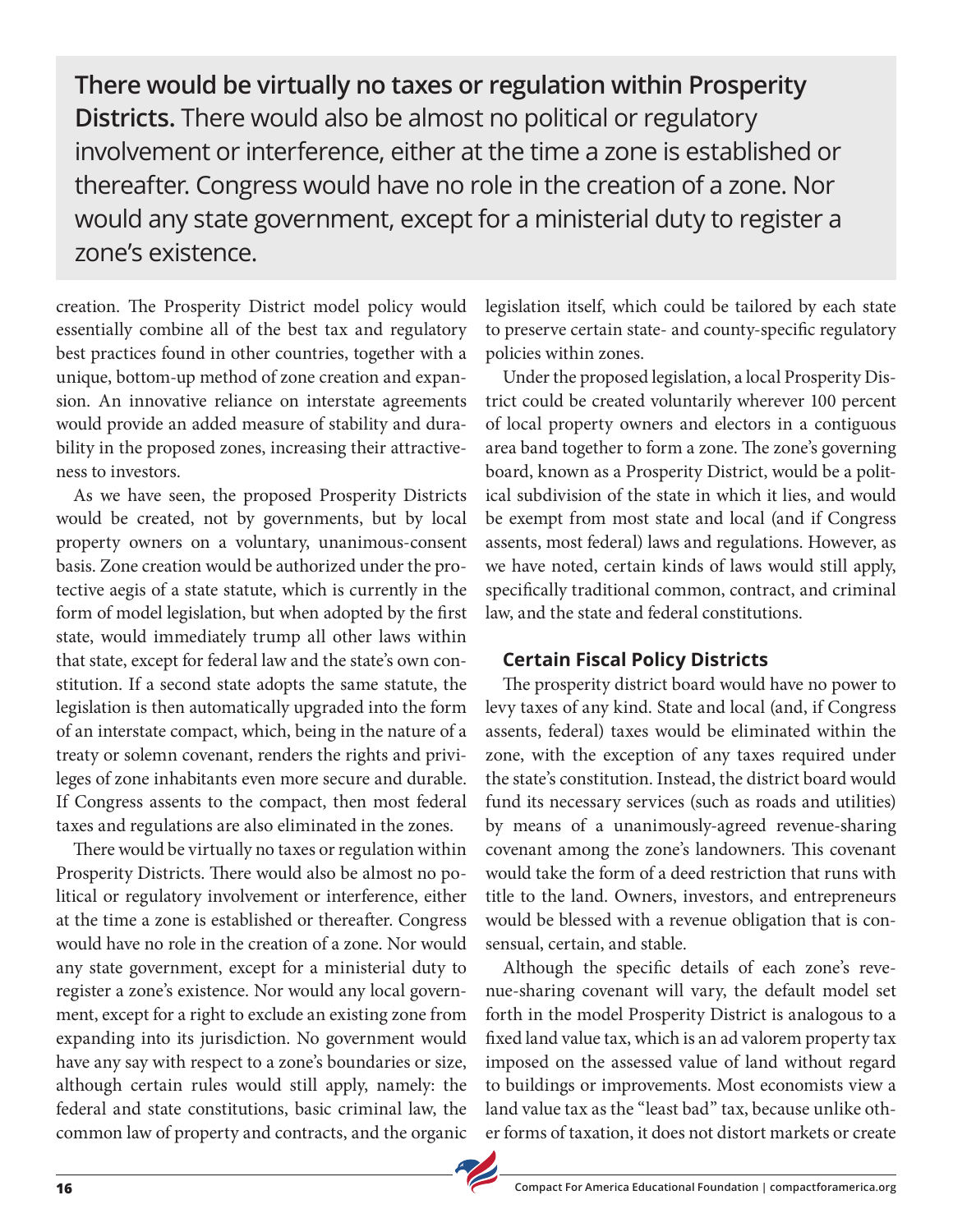> **There would be virtually no taxes or regulation within Prosperity Districts.** There would also be almost no political or regulatory involvement or interference, either at the time a zone is established or thereafter. Congress would have no role in the creation of a zone. Nor would any state government, except for a ministerial duty to register a zone's existence.

creation. The Prosperity District model policy would essentially combine all of the best tax and regulatory best practices found in other countries, together with a unique, bottom-up method of zone creation and expansion. An innovative reliance on interstate agreements would provide an added measure of stability and durability in the proposed zones, increasing their attractiveness to investors.

As we have seen, the proposed Prosperity Districts would be created, not by governments, but by local property owners on a voluntary, unanimous-consent basis. Zone creation would be authorized under the protective aegis of a state statute, which is currently in the form of model legislation, but when adopted by the first state, would immediately trump all other laws within that state, except for federal law and the state's own constitution. If a second state adopts the same statute, the legislation is then automatically upgraded into the form of an interstate compact, which, being in the nature of a treaty or solemn covenant, renders the rights and privileges of zone inhabitants even more secure and durable. If Congress assents to the compact, then most federal taxes and regulations are also eliminated in the zones.

There would be virtually no taxes or regulation within Prosperity Districts. There would also be almost no political or regulatory involvement or interference, either at the time a zone is established or thereafter. Congress would have no role in the creation of a zone. Nor would any state government, except for a ministerial duty to register a zone's existence. Nor would any local government, except for a right to exclude an existing zone from expanding into its jurisdiction. No government would have any say with respect to a zone's boundaries or size, although certain rules would still apply, namely: the federal and state constitutions, basic criminal law, the common law of property and contracts, and the organic legislation itself, which could be tailored by each state to preserve certain state- and county-specific regulatory policies within zones.

Under the proposed legislation, a local Prosperity District could be created voluntarily wherever 100 percent of local property owners and electors in a contiguous area band together to form a zone. The zone's governing board, known as a Prosperity District, would be a political subdivision of the state in which it lies, and would be exempt from most state and local (and if Congress assents, most federal) laws and regulations. However, as we have noted, certain kinds of laws would still apply, specifically traditional common, contract, and criminal law, and the state and federal constitutions.

### Certain Fiscal Policy Districts

The prosperity district board would have no power to levy taxes of any kind. State and local (and, if Congress assents, federal) taxes would be eliminated within the zone, with the exception of any taxes required under the state's constitution. Instead, the district board would fund its necessary services (such as roads and utilities) by means of a unanimously-agreed revenue-sharing covenant among the zone's landowners. This covenant would take the form of a deed restriction that runs with title to the land. Owners, investors, and entrepreneurs would be blessed with a revenue obligation that is consensual, certain, and stable.

Although the specific details of each zone's revenue-sharing covenant will vary, the default model set forth in the model Prosperity District is analogous to a fixed land value tax, which is an ad valorem property tax imposed on the assessed value of land without regard to buildings or improvements. Most economists view a land value tax as the "least bad" tax, because unlike other forms of taxation, it does not distort markets or create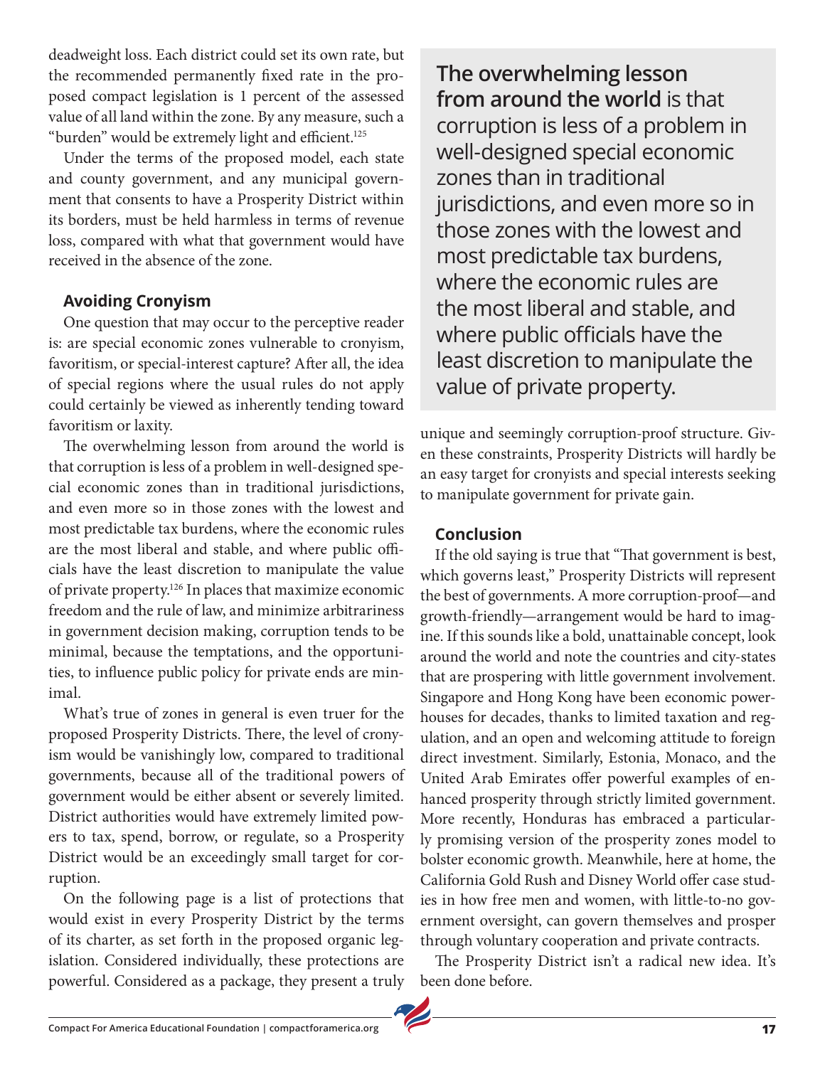deadweight loss. Each district could set its own rate, but the recommended permanently fixed rate in the proposed compact legislation is 1 percent of the assessed value of all land within the zone. By any measure, such a "burden" would be extremely light and efficient.[125]

Under the terms of the proposed model, each state and county government, and any municipal government that consents to have a Prosperity District within its borders, must be held harmless in terms of revenue loss, compared with what that government would have received in the absence of the zone.

### Avoiding Cronyism

One question that may occur to the perceptive reader is: are special economic zones vulnerable to cronyism, favoritism, or special-interest capture? After all, the idea of special regions where the usual rules do not apply could certainly be viewed as inherently tending toward favoritism or laxity.

The overwhelming lesson from around the world is that corruption is less of a problem in well-designed special economic zones than in traditional jurisdictions, and even more so in those zones with the lowest and most predictable tax burdens, where the economic rules are the most liberal and stable, and where public officials have the least discretion to manipulate the value of private property.[126] In places that maximize economic freedom and the rule of law, and minimize arbitrariness in government decision making, corruption tends to be minimal, because the temptations, and the opportunities, to influence public policy for private ends are minimal.

What's true of zones in general is even truer for the proposed Prosperity Districts. There, the level of cronyism would be vanishingly low, compared to traditional governments, because all of the traditional powers of government would be either absent or severely limited. District authorities would have extremely limited powers to tax, spend, borrow, or regulate, so a Prosperity District would be an exceedingly small target for corruption.

On the following page is a list of protections that would exist in every Prosperity District by the terms of its charter, as set forth in the proposed organic legislation. Considered individually, these protections are powerful. Considered as a package, they present a truly unique and seemingly corruption-proof structure. Given these constraints, Prosperity Districts will hardly be an easy target for cronyists and special interests seeking to manipulate government for private gain.

> **The overwhelming lesson from around the world** is that corruption is less of a problem in well-designed special economic zones than in traditional jurisdictions, and even more so in those zones with the lowest and most predictable tax burdens, where the economic rules are the most liberal and stable, and where public officials have the least discretion to manipulate the value of private property.

### Conclusion

If the old saying is true that "That government is best, which governs least," Prosperity Districts will represent the best of governments. A more corruption-proof—and growth-friendly—arrangement would be hard to imagine. If this sounds like a bold, unattainable concept, look around the world and note the countries and city-states that are prospering with little government involvement. Singapore and Hong Kong have been economic powerhouses for decades, thanks to limited taxation and regulation, and an open and welcoming attitude to foreign direct investment. Similarly, Estonia, Monaco, and the United Arab Emirates offer powerful examples of enhanced prosperity through strictly limited government. More recently, Honduras has embraced a particularly promising version of the prosperity zones model to bolster economic growth. Meanwhile, here at home, the California Gold Rush and Disney World offer case studies in how free men and women, with little-to-no government oversight, can govern themselves and prosper through voluntary cooperation and private contracts.

The Prosperity District isn't a radical new idea. It's been done before.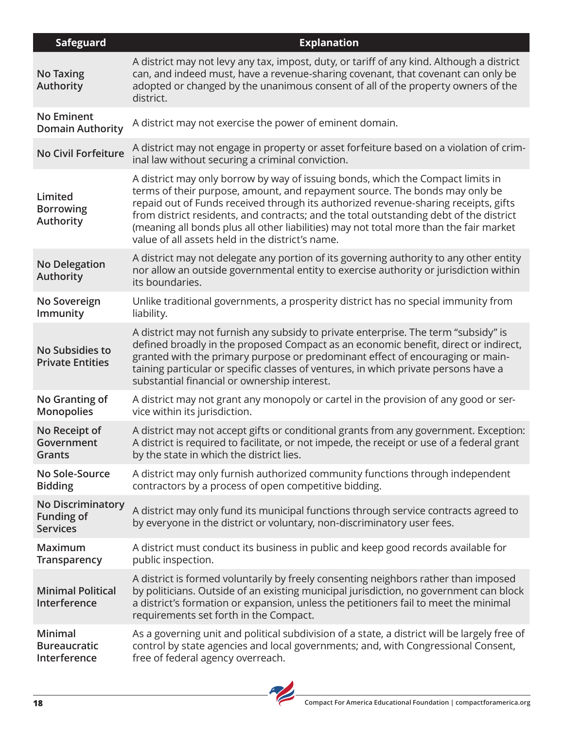| Safeguard | Explanation |
|---|---|
| No Taxing Authority | A district may not levy any tax, impost, duty, or tariff of any kind. Although a district can, and indeed must, have a revenue-sharing covenant, that covenant can only be adopted or changed by the unanimous consent of all of the property owners of the district. |
| No Eminent Domain Authority | A district may not exercise the power of eminent domain. |
| No Civil Forfeiture | A district may not engage in property or asset forfeiture based on a violation of criminal law without securing a criminal conviction. |
| Limited Borrowing Authority | A district may only borrow by way of issuing bonds, which the Compact limits in terms of their purpose, amount, and repayment source. The bonds may only be repaid out of Funds received through its authorized revenue-sharing receipts, gifts from district residents, and contracts; and the total outstanding debt of the district (meaning all bonds plus all other liabilities) may not total more than the fair market value of all assets held in the district's name. |
| No Delegation Authority | A district may not delegate any portion of its governing authority to any other entity nor allow an outside governmental entity to exercise authority or jurisdiction within its boundaries. |
| No Sovereign Immunity | Unlike traditional governments, a prosperity district has no special immunity from liability. |
| No Subsidies to Private Entities | A district may not furnish any subsidy to private enterprise. The term "subsidy" is defined broadly in the proposed Compact as an economic benefit, direct or indirect, granted with the primary purpose or predominant effect of encouraging or maintaining particular or specific classes of ventures, in which private persons have a substantial financial or ownership interest. |
| No Granting of Monopolies | A district may not grant any monopoly or cartel in the provision of any good or service within its jurisdiction. |
| No Receipt of Government Grants | A district may not accept gifts or conditional grants from any government. Exception: A district is required to facilitate, or not impede, the receipt or use of a federal grant by the state in which the district lies. |
| No Sole-Source Bidding | A district may only furnish authorized community functions through independent contractors by a process of open competitive bidding. |
| No Discriminatory Funding of Services | A district may only fund its municipal functions through service contracts agreed to by everyone in the district or voluntary, non-discriminatory user fees. |
| Maximum Transparency | A district must conduct its business in public and keep good records available for public inspection. |
| Minimal Political Interference | A district is formed voluntarily by freely consenting neighbors rather than imposed by politicians. Outside of an existing municipal jurisdiction, no government can block a district's formation or expansion, unless the petitioners fail to meet the minimal requirements set forth in the Compact. |
| Minimal Bureaucratic Interference | As a governing unit and political subdivision of a state, a district will be largely free of control by state agencies and local governments; and, with Congressional Consent, free of federal agency overreach. |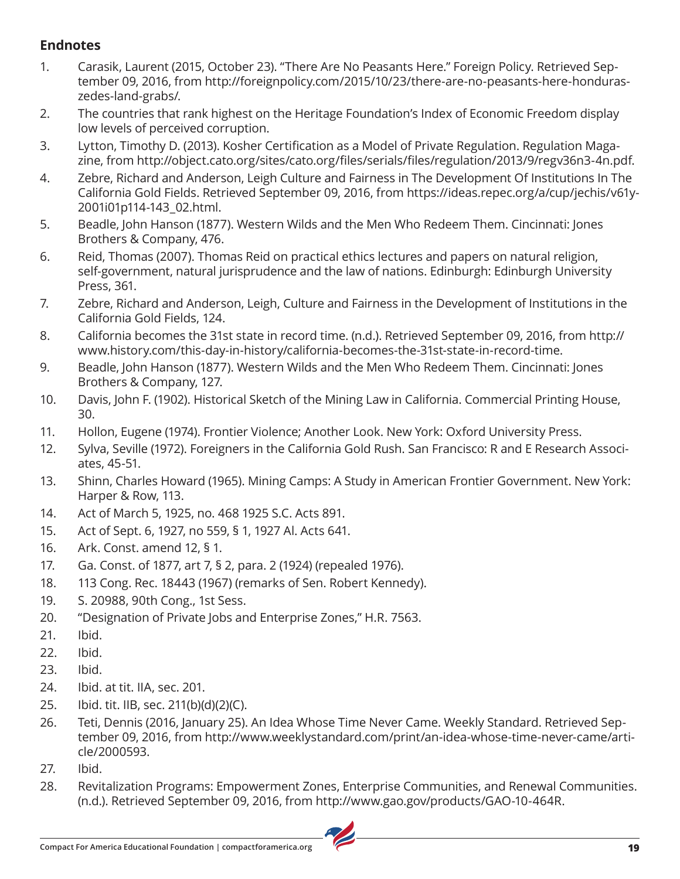## Endnotes

1. Carasik, Laurent (2015, October 23). "There Are No Peasants Here." Foreign Policy. Retrieved September 09, 2016, from http://foreignpolicy.com/2015/10/23/there-are-no-peasants-here-honduras-zedes-land-grabs/.
2. The countries that rank highest on the Heritage Foundation's Index of Economic Freedom display low levels of perceived corruption.
3. Lytton, Timothy D. (2013). Kosher Certification as a Model of Private Regulation. Regulation Magazine, from http://object.cato.org/sites/cato.org/files/serials/files/regulation/2013/9/regv36n3-4n.pdf.
4. Zebre, Richard and Anderson, Leigh Culture and Fairness in The Development Of Institutions In The California Gold Fields. Retrieved September 09, 2016, from https://ideas.repec.org/a/cup/jechis/v61y2001i01p114-143_02.html.
5. Beadle, John Hanson (1877). Western Wilds and the Men Who Redeem Them. Cincinnati: Jones Brothers & Company, 476.
6. Reid, Thomas (2007). Thomas Reid on practical ethics lectures and papers on natural religion, self-government, natural jurisprudence and the law of nations. Edinburgh: Edinburgh University Press, 361.
7. Zebre, Richard and Anderson, Leigh, Culture and Fairness in the Development of Institutions in the California Gold Fields, 124.
8. California becomes the 31st state in record time. (n.d.). Retrieved September 09, 2016, from http://www.history.com/this-day-in-history/california-becomes-the-31st-state-in-record-time.
9. Beadle, John Hanson (1877). Western Wilds and the Men Who Redeem Them. Cincinnati: Jones Brothers & Company, 127.
10. Davis, John F. (1902). Historical Sketch of the Mining Law in California. Commercial Printing House, 30.
11. Hollon, Eugene (1974). Frontier Violence; Another Look. New York: Oxford University Press.
12. Sylva, Seville (1972). Foreigners in the California Gold Rush. San Francisco: R and E Research Associates, 45-51.
13. Shinn, Charles Howard (1965). Mining Camps: A Study in American Frontier Government. New York: Harper & Row, 113.
14. Act of March 5, 1925, no. 468 1925 S.C. Acts 891.
15. Act of Sept. 6, 1927, no 559, § 1, 1927 Al. Acts 641.
16. Ark. Const. amend 12, § 1.
17. Ga. Const. of 1877, art 7, § 2, para. 2 (1924) (repealed 1976).
18. 113 Cong. Rec. 18443 (1967) (remarks of Sen. Robert Kennedy).
19. S. 20988, 90th Cong., 1st Sess.
20. "Designation of Private Jobs and Enterprise Zones," H.R. 7563.
21. Ibid.
22. Ibid.
23. Ibid.
24. Ibid. at tit. IIA, sec. 201.
25. Ibid. tit. IIB, sec. 211(b)(d)(2)(C).
26. Teti, Dennis (2016, January 25). An Idea Whose Time Never Came. Weekly Standard. Retrieved September 09, 2016, from http://www.weeklystandard.com/print/an-idea-whose-time-never-came/article/2000593.
27. Ibid.
28. Revitalization Programs: Empowerment Zones, Enterprise Communities, and Renewal Communities. (n.d.). Retrieved September 09, 2016, from http://www.gao.gov/products/GAO-10-464R.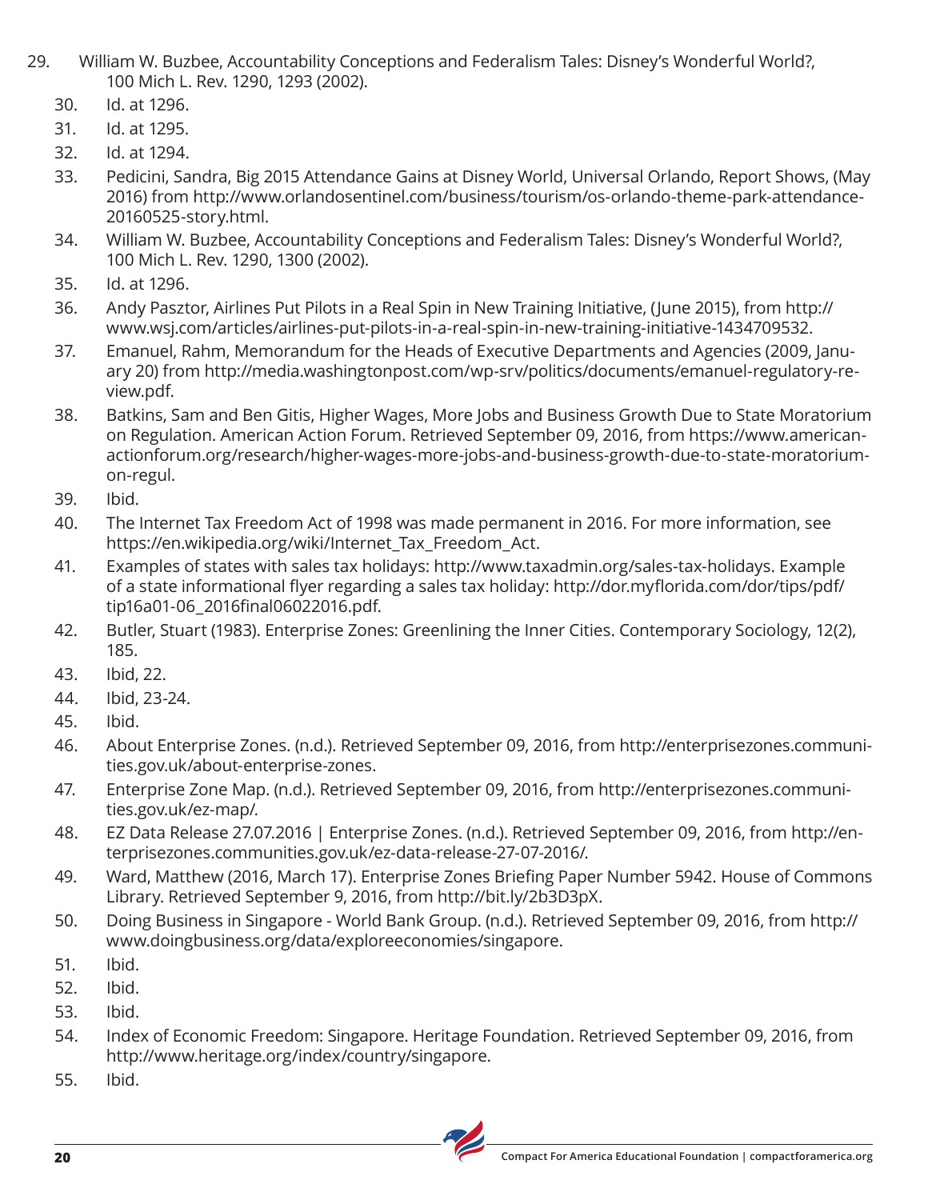29. William W. Buzbee, Accountability Conceptions and Federalism Tales: Disney's Wonderful World?, 100 Mich L. Rev. 1290, 1293 (2002).
30. Id. at 1296.
31. Id. at 1295.
32. Id. at 1294.
33. Pedicini, Sandra, Big 2015 Attendance Gains at Disney World, Universal Orlando, Report Shows, (May 2016) from http://www.orlandosentinel.com/business/tourism/os-orlando-theme-park-attendance-20160525-story.html.
34. William W. Buzbee, Accountability Conceptions and Federalism Tales: Disney's Wonderful World?, 100 Mich L. Rev. 1290, 1300 (2002).
35. Id. at 1296.
36. Andy Pasztor, Airlines Put Pilots in a Real Spin in New Training Initiative, (June 2015), from http://www.wsj.com/articles/airlines-put-pilots-in-a-real-spin-in-new-training-initiative-1434709532.
37. Emanuel, Rahm, Memorandum for the Heads of Executive Departments and Agencies (2009, January 20) from http://media.washingtonpost.com/wp-srv/politics/documents/emanuel-regulatory-review.pdf.
38. Batkins, Sam and Ben Gitis, Higher Wages, More Jobs and Business Growth Due to State Moratorium on Regulation. American Action Forum. Retrieved September 09, 2016, from https://www.americanactionforum.org/research/higher-wages-more-jobs-and-business-growth-due-to-state-moratorium-on-regul.
39. Ibid.
40. The Internet Tax Freedom Act of 1998 was made permanent in 2016. For more information, see https://en.wikipedia.org/wiki/Internet_Tax_Freedom_Act.
41. Examples of states with sales tax holidays: http://www.taxadmin.org/sales-tax-holidays. Example of a state informational flyer regarding a sales tax holiday: http://dor.myflorida.com/dor/tips/pdf/tip16a01-06_2016final06022016.pdf.
42. Butler, Stuart (1983). Enterprise Zones: Greenlining the Inner Cities. Contemporary Sociology, 12(2), 185.
43. Ibid, 22.
44. Ibid, 23-24.
45. Ibid.
46. About Enterprise Zones. (n.d.). Retrieved September 09, 2016, from http://enterprisezones.communities.gov.uk/about-enterprise-zones.
47. Enterprise Zone Map. (n.d.). Retrieved September 09, 2016, from http://enterprisezones.communities.gov.uk/ez-map/.
48. EZ Data Release 27.07.2016 | Enterprise Zones. (n.d.). Retrieved September 09, 2016, from http://enterprisezones.communities.gov.uk/ez-data-release-27-07-2016/.
49. Ward, Matthew (2016, March 17). Enterprise Zones Briefing Paper Number 5942. House of Commons Library. Retrieved September 9, 2016, from http://bit.ly/2b3D3pX.
50. Doing Business in Singapore - World Bank Group. (n.d.). Retrieved September 09, 2016, from http://www.doingbusiness.org/data/exploreeconomies/singapore.
51. Ibid.
52. Ibid.
53. Ibid.
54. Index of Economic Freedom: Singapore. Heritage Foundation. Retrieved September 09, 2016, from http://www.heritage.org/index/country/singapore.
55. Ibid.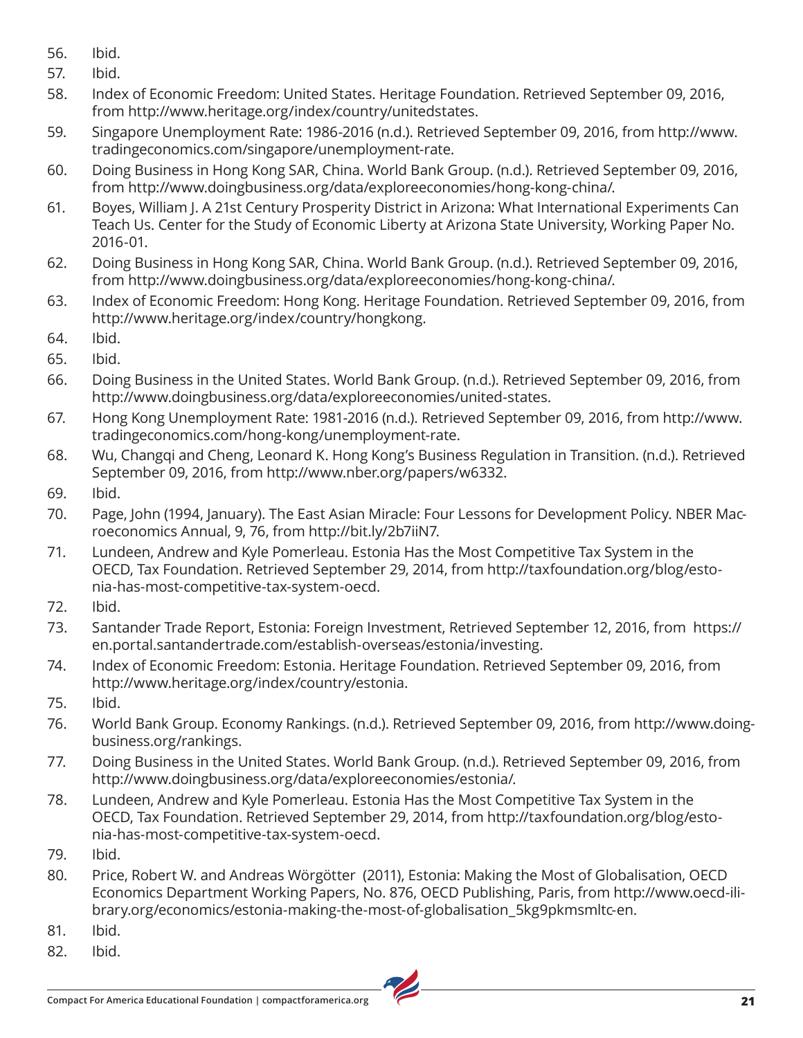56. Ibid.
57. Ibid.
58. Index of Economic Freedom: United States. Heritage Foundation. Retrieved September 09, 2016, from http://www.heritage.org/index/country/unitedstates.
59. Singapore Unemployment Rate: 1986-2016 (n.d.). Retrieved September 09, 2016, from http://www.tradingeconomics.com/singapore/unemployment-rate.
60. Doing Business in Hong Kong SAR, China. World Bank Group. (n.d.). Retrieved September 09, 2016, from http://www.doingbusiness.org/data/exploreeconomies/hong-kong-china/.
61. Boyes, William J. A 21st Century Prosperity District in Arizona: What International Experiments Can Teach Us. Center for the Study of Economic Liberty at Arizona State University, Working Paper No. 2016-01.
62. Doing Business in Hong Kong SAR, China. World Bank Group. (n.d.). Retrieved September 09, 2016, from http://www.doingbusiness.org/data/exploreeconomies/hong-kong-china/.
63. Index of Economic Freedom: Hong Kong. Heritage Foundation. Retrieved September 09, 2016, from http://www.heritage.org/index/country/hongkong.
64. Ibid.
65. Ibid.
66. Doing Business in the United States. World Bank Group. (n.d.). Retrieved September 09, 2016, from http://www.doingbusiness.org/data/exploreeconomies/united-states.
67. Hong Kong Unemployment Rate: 1981-2016 (n.d.). Retrieved September 09, 2016, from http://www.tradingeconomics.com/hong-kong/unemployment-rate.
68. Wu, Changqi and Cheng, Leonard K. Hong Kong's Business Regulation in Transition. (n.d.). Retrieved September 09, 2016, from http://www.nber.org/papers/w6332.
69. Ibid.
70. Page, John (1994, January). The East Asian Miracle: Four Lessons for Development Policy. NBER Macroeconomics Annual, 9, 76, from http://bit.ly/2b7iiN7.
71. Lundeen, Andrew and Kyle Pomerleau. Estonia Has the Most Competitive Tax System in the OECD, Tax Foundation. Retrieved September 29, 2014, from http://taxfoundation.org/blog/estonia-has-most-competitive-tax-system-oecd.
72. Ibid.
73. Santander Trade Report, Estonia: Foreign Investment, Retrieved September 12, 2016, from https://en.portal.santandertrade.com/establish-overseas/estonia/investing.
74. Index of Economic Freedom: Estonia. Heritage Foundation. Retrieved September 09, 2016, from http://www.heritage.org/index/country/estonia.
75. Ibid.
76. World Bank Group. Economy Rankings. (n.d.). Retrieved September 09, 2016, from http://www.doingbusiness.org/rankings.
77. Doing Business in the United States. World Bank Group. (n.d.). Retrieved September 09, 2016, from http://www.doingbusiness.org/data/exploreeconomies/estonia/.
78. Lundeen, Andrew and Kyle Pomerleau. Estonia Has the Most Competitive Tax System in the OECD, Tax Foundation. Retrieved September 29, 2014, from http://taxfoundation.org/blog/estonia-has-most-competitive-tax-system-oecd.
79. Ibid.
80. Price, Robert W. and Andreas Wörgötter (2011), Estonia: Making the Most of Globalisation, OECD Economics Department Working Papers, No. 876, OECD Publishing, Paris, from http://www.oecd-ilibrary.org/economics/estonia-making-the-most-of-globalisation_5kg9pkmsmltc-en.
81. Ibid.
82. Ibid.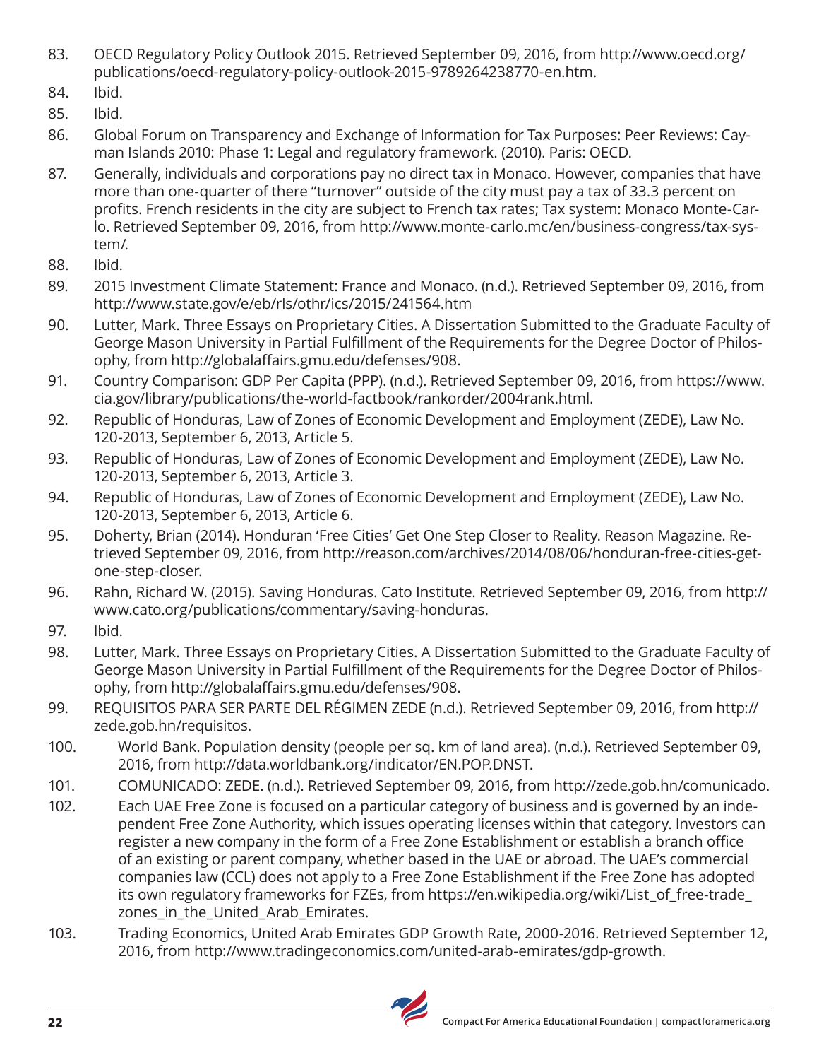83. OECD Regulatory Policy Outlook 2015. Retrieved September 09, 2016, from http://www.oecd.org/publications/oecd-regulatory-policy-outlook-2015-9789264238770-en.htm.
84. Ibid.
85. Ibid.
86. Global Forum on Transparency and Exchange of Information for Tax Purposes: Peer Reviews: Cayman Islands 2010: Phase 1: Legal and regulatory framework. (2010). Paris: OECD.
87. Generally, individuals and corporations pay no direct tax in Monaco. However, companies that have more than one-quarter of there "turnover" outside of the city must pay a tax of 33.3 percent on profits. French residents in the city are subject to French tax rates; Tax system: Monaco Monte-Carlo. Retrieved September 09, 2016, from http://www.monte-carlo.mc/en/business-congress/tax-system/.
88. Ibid.
89. 2015 Investment Climate Statement: France and Monaco. (n.d.). Retrieved September 09, 2016, from http://www.state.gov/e/eb/rls/othr/ics/2015/241564.htm
90. Lutter, Mark. Three Essays on Proprietary Cities. A Dissertation Submitted to the Graduate Faculty of George Mason University in Partial Fulfillment of the Requirements for the Degree Doctor of Philosophy, from http://globalaffairs.gmu.edu/defenses/908.
91. Country Comparison: GDP Per Capita (PPP). (n.d.). Retrieved September 09, 2016, from https://www.cia.gov/library/publications/the-world-factbook/rankorder/2004rank.html.
92. Republic of Honduras, Law of Zones of Economic Development and Employment (ZEDE), Law No. 120-2013, September 6, 2013, Article 5.
93. Republic of Honduras, Law of Zones of Economic Development and Employment (ZEDE), Law No. 120-2013, September 6, 2013, Article 3.
94. Republic of Honduras, Law of Zones of Economic Development and Employment (ZEDE), Law No. 120-2013, September 6, 2013, Article 6.
95. Doherty, Brian (2014). Honduran 'Free Cities' Get One Step Closer to Reality. Reason Magazine. Retrieved September 09, 2016, from http://reason.com/archives/2014/08/06/honduran-free-cities-get-one-step-closer.
96. Rahn, Richard W. (2015). Saving Honduras. Cato Institute. Retrieved September 09, 2016, from http://www.cato.org/publications/commentary/saving-honduras.
97. Ibid.
98. Lutter, Mark. Three Essays on Proprietary Cities. A Dissertation Submitted to the Graduate Faculty of George Mason University in Partial Fulfillment of the Requirements for the Degree Doctor of Philosophy, from http://globalaffairs.gmu.edu/defenses/908.
99. REQUISITOS PARA SER PARTE DEL RÉGIMEN ZEDE (n.d.). Retrieved September 09, 2016, from http://zede.gob.hn/requisitos.
100. World Bank. Population density (people per sq. km of land area). (n.d.). Retrieved September 09, 2016, from http://data.worldbank.org/indicator/EN.POP.DNST.
101. COMUNICADO: ZEDE. (n.d.). Retrieved September 09, 2016, from http://zede.gob.hn/comunicado.
102. Each UAE Free Zone is focused on a particular category of business and is governed by an independent Free Zone Authority, which issues operating licenses within that category. Investors can register a new company in the form of a Free Zone Establishment or establish a branch office of an existing or parent company, whether based in the UAE or abroad. The UAE's commercial companies law (CCL) does not apply to a Free Zone Establishment if the Free Zone has adopted its own regulatory frameworks for FZEs, from https://en.wikipedia.org/wiki/List_of_free-trade_zones_in_the_United_Arab_Emirates.
103. Trading Economics, United Arab Emirates GDP Growth Rate, 2000-2016. Retrieved September 12, 2016, from http://www.tradingeconomics.com/united-arab-emirates/gdp-growth.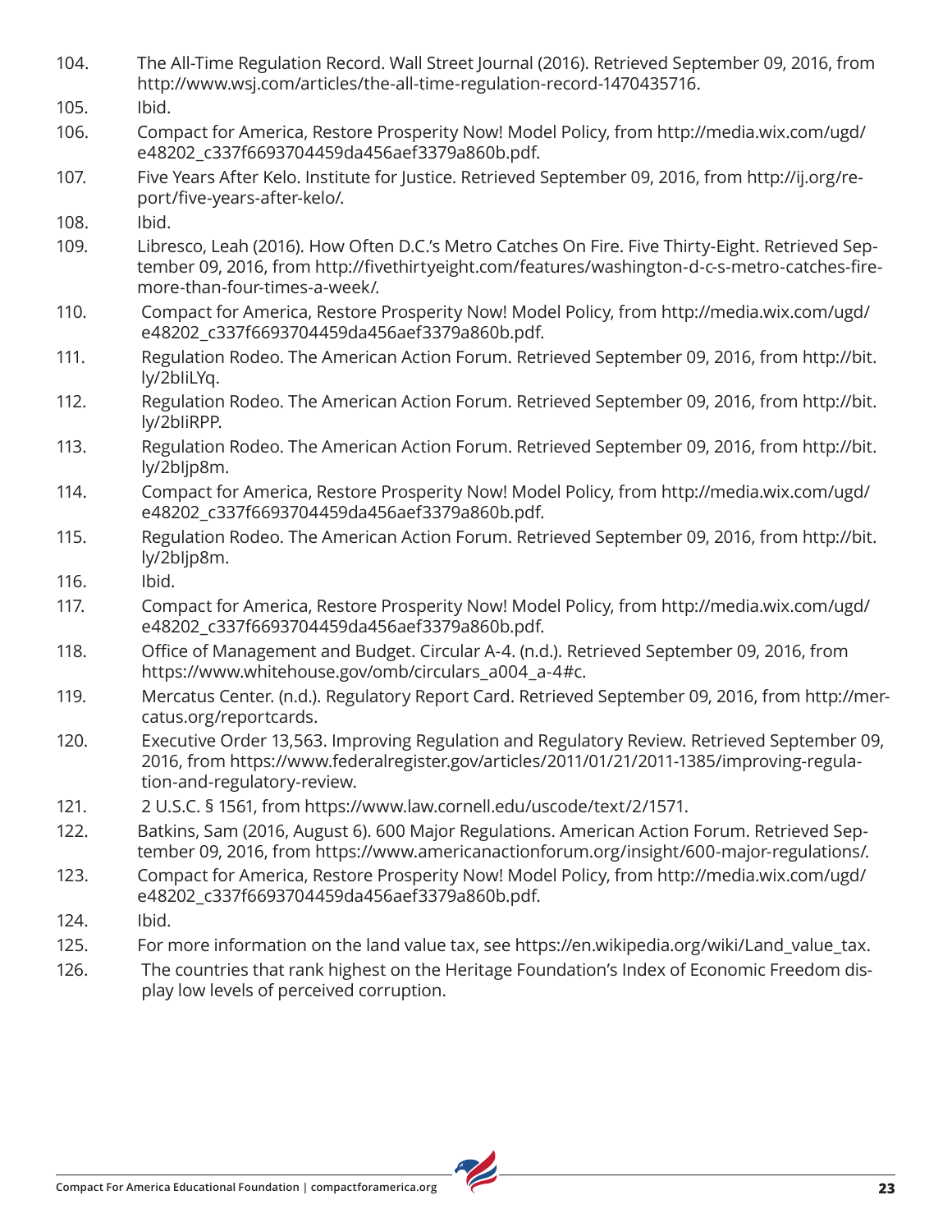104. The All-Time Regulation Record. Wall Street Journal (2016). Retrieved September 09, 2016, from http://www.wsj.com/articles/the-all-time-regulation-record-1470435716.
105. Ibid.
106. Compact for America, Restore Prosperity Now! Model Policy, from http://media.wix.com/ugd/e48202_c337f6693704459da456aef3379a860b.pdf.
107. Five Years After Kelo. Institute for Justice. Retrieved September 09, 2016, from http://ij.org/report/five-years-after-kelo/.
108. Ibid.
109. Libresco, Leah (2016). How Often D.C.'s Metro Catches On Fire. Five Thirty-Eight. Retrieved September 09, 2016, from http://fivethirtyeight.com/features/washington-d-c-s-metro-catches-fire-more-than-four-times-a-week/.
110. Compact for America, Restore Prosperity Now! Model Policy, from http://media.wix.com/ugd/e48202_c337f6693704459da456aef3379a860b.pdf.
111. Regulation Rodeo. The American Action Forum. Retrieved September 09, 2016, from http://bit.ly/2bIiLYq.
112. Regulation Rodeo. The American Action Forum. Retrieved September 09, 2016, from http://bit.ly/2bIiRPP.
113. Regulation Rodeo. The American Action Forum. Retrieved September 09, 2016, from http://bit.ly/2bIjp8m.
114. Compact for America, Restore Prosperity Now! Model Policy, from http://media.wix.com/ugd/e48202_c337f6693704459da456aef3379a860b.pdf.
115. Regulation Rodeo. The American Action Forum. Retrieved September 09, 2016, from http://bit.ly/2bIjp8m.
116. Ibid.
117. Compact for America, Restore Prosperity Now! Model Policy, from http://media.wix.com/ugd/e48202_c337f6693704459da456aef3379a860b.pdf.
118. Office of Management and Budget. Circular A-4. (n.d.). Retrieved September 09, 2016, from https://www.whitehouse.gov/omb/circulars_a004_a-4#c.
119. Mercatus Center. (n.d.). Regulatory Report Card. Retrieved September 09, 2016, from http://mercatus.org/reportcards.
120. Executive Order 13,563. Improving Regulation and Regulatory Review. Retrieved September 09, 2016, from https://www.federalregister.gov/articles/2011/01/21/2011-1385/improving-regulation-and-regulatory-review.
121. 2 U.S.C. § 1561, from https://www.law.cornell.edu/uscode/text/2/1571.
122. Batkins, Sam (2016, August 6). 600 Major Regulations. American Action Forum. Retrieved September 09, 2016, from https://www.americanactionforum.org/insight/600-major-regulations/.
123. Compact for America, Restore Prosperity Now! Model Policy, from http://media.wix.com/ugd/e48202_c337f6693704459da456aef3379a860b.pdf.
124. Ibid.
125. For more information on the land value tax, see https://en.wikipedia.org/wiki/Land_value_tax.
126. The countries that rank highest on the Heritage Foundation's Index of Economic Freedom display low levels of perceived corruption.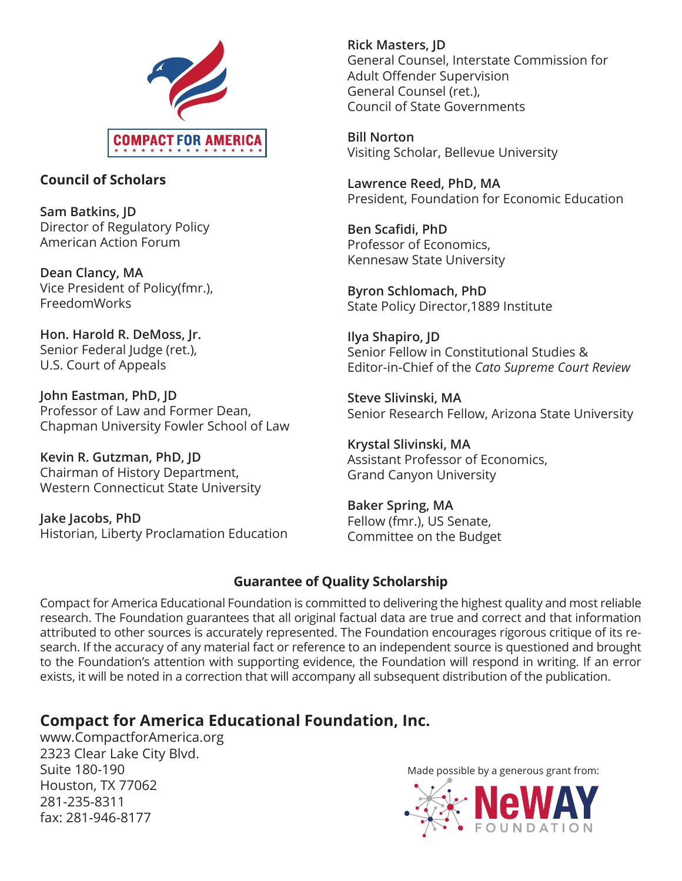COMPACT FOR AMERICA

## Council of Scholars

**Sam Batkins, JD**
Director of Regulatory Policy
American Action Forum

**Dean Clancy, MA**
Vice President of Policy(fmr.),
FreedomWorks

**Hon. Harold R. DeMoss, Jr.**
Senior Federal Judge (ret.),
U.S. Court of Appeals

**John Eastman, PhD, JD**
Professor of Law and Former Dean,
Chapman University Fowler School of Law

**Kevin R. Gutzman, PhD, JD**
Chairman of History Department,
Western Connecticut State University

**Jake Jacobs, PhD**
Historian, Liberty Proclamation Education

**Rick Masters, JD**
General Counsel, Interstate Commission for
Adult Offender Supervision
General Counsel (ret.),
Council of State Governments

**Bill Norton**
Visiting Scholar, Bellevue University

**Lawrence Reed, PhD, MA**
President, Foundation for Economic Education

**Ben Scafidi, PhD**
Professor of Economics,
Kennesaw State University

**Byron Schlomach, PhD**
State Policy Director,1889 Institute

**Ilya Shapiro, JD**
Senior Fellow in Constitutional Studies &
Editor-in-Chief of the *Cato Supreme Court Review*

**Steve Slivinski, MA**
Senior Research Fellow, Arizona State University

**Krystal Slivinski, MA**
Assistant Professor of Economics,
Grand Canyon University

**Baker Spring, MA**
Fellow (fmr.), US Senate,
Committee on the Budget

### Guarantee of Quality Scholarship

Compact for America Educational Foundation is committed to delivering the highest quality and most reliable research. The Foundation guarantees that all original factual data are true and correct and that information attributed to other sources is accurately represented. The Foundation encourages rigorous critique of its research. If the accuracy of any material fact or reference to an independent source is questioned and brought to the Foundation's attention with supporting evidence, the Foundation will respond in writing. If an error exists, it will be noted in a correction that will accompany all subsequent distribution of the publication.

## Compact for America Educational Foundation, Inc.

www.CompactforAmerica.org
2323 Clear Lake City Blvd.
Suite 180-190
Houston, TX 77062
281-235-8311
fax: 281-946-8177

Made possible by a generous grant from:

NeWAY FOUNDATION